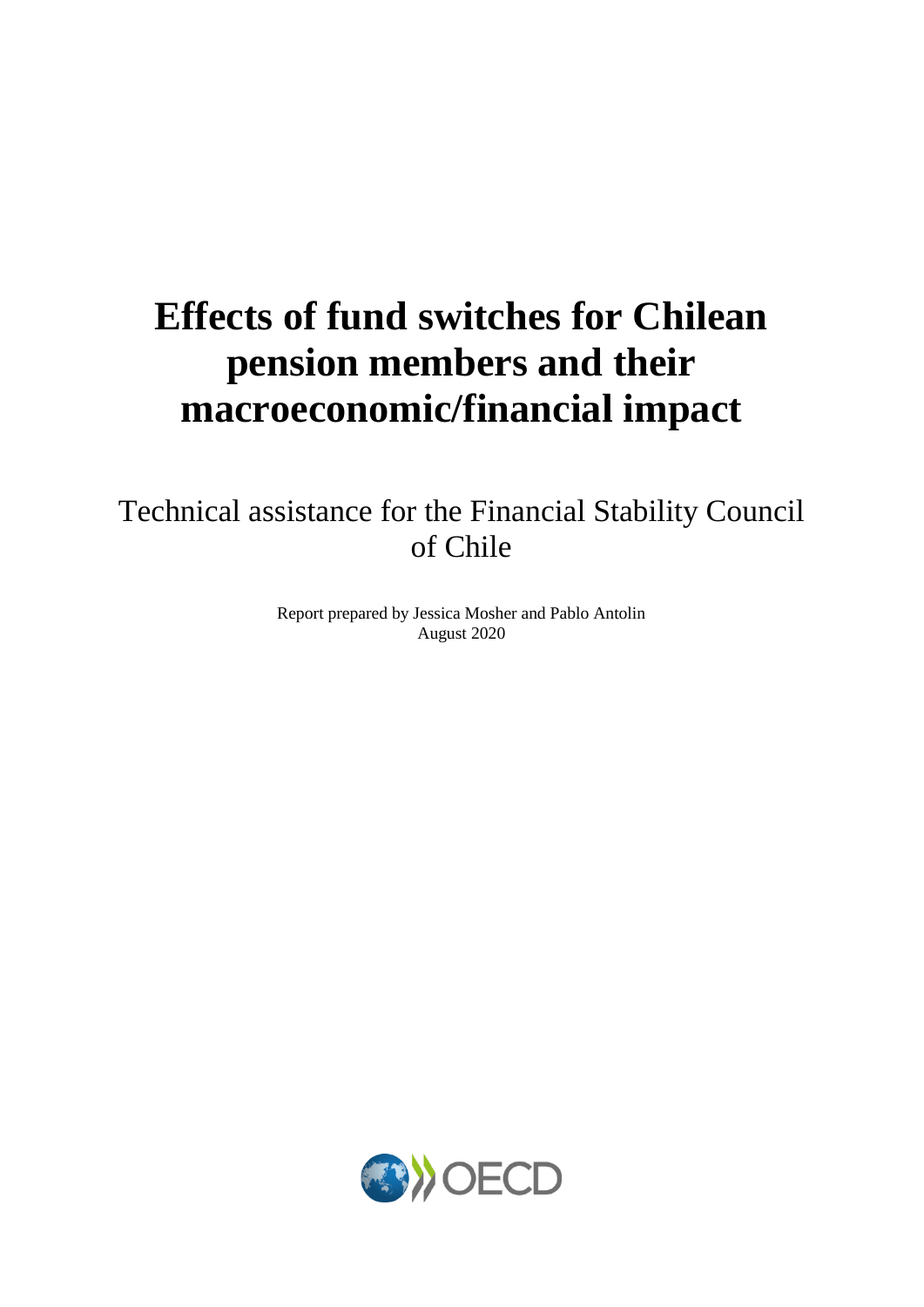# Effects of fund switches for Chilean pension members and their macroeconomic/financial impact

Technical assistance for the Financial Stability Council of Chile

Report prepared by Jessica Mosher and Pablo Antolin
August 2020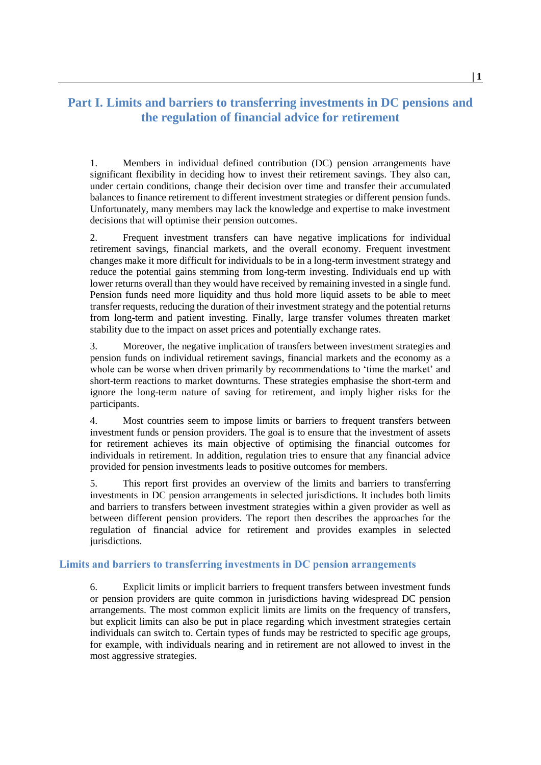# Part I. Limits and barriers to transferring investments in DC pensions and the regulation of financial advice for retirement

1. Members in individual defined contribution (DC) pension arrangements have significant flexibility in deciding how to invest their retirement savings. They also can, under certain conditions, change their decision over time and transfer their accumulated balances to finance retirement to different investment strategies or different pension funds. Unfortunately, many members may lack the knowledge and expertise to make investment decisions that will optimise their pension outcomes.

2. Frequent investment transfers can have negative implications for individual retirement savings, financial markets, and the overall economy. Frequent investment changes make it more difficult for individuals to be in a long-term investment strategy and reduce the potential gains stemming from long-term investing. Individuals end up with lower returns overall than they would have received by remaining invested in a single fund. Pension funds need more liquidity and thus hold more liquid assets to be able to meet transfer requests, reducing the duration of their investment strategy and the potential returns from long-term and patient investing. Finally, large transfer volumes threaten market stability due to the impact on asset prices and potentially exchange rates.

3. Moreover, the negative implication of transfers between investment strategies and pension funds on individual retirement savings, financial markets and the economy as a whole can be worse when driven primarily by recommendations to 'time the market' and short-term reactions to market downturns. These strategies emphasise the short-term and ignore the long-term nature of saving for retirement, and imply higher risks for the participants.

4. Most countries seem to impose limits or barriers to frequent transfers between investment funds or pension providers. The goal is to ensure that the investment of assets for retirement achieves its main objective of optimising the financial outcomes for individuals in retirement. In addition, regulation tries to ensure that any financial advice provided for pension investments leads to positive outcomes for members.

5. This report first provides an overview of the limits and barriers to transferring investments in DC pension arrangements in selected jurisdictions. It includes both limits and barriers to transfers between investment strategies within a given provider as well as between different pension providers. The report then describes the approaches for the regulation of financial advice for retirement and provides examples in selected jurisdictions.

## Limits and barriers to transferring investments in DC pension arrangements

6. Explicit limits or implicit barriers to frequent transfers between investment funds or pension providers are quite common in jurisdictions having widespread DC pension arrangements. The most common explicit limits are limits on the frequency of transfers, but explicit limits can also be put in place regarding which investment strategies certain individuals can switch to. Certain types of funds may be restricted to specific age groups, for example, with individuals nearing and in retirement are not allowed to invest in the most aggressive strategies.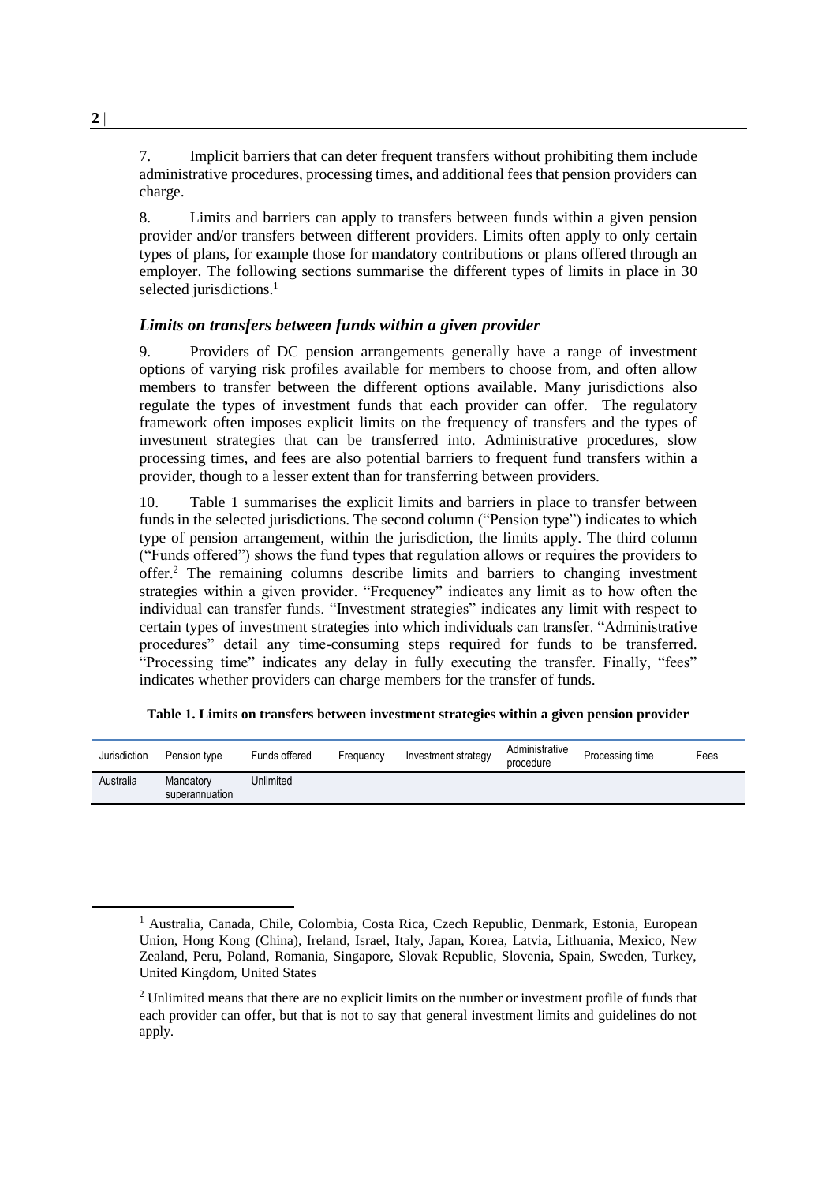7. Implicit barriers that can deter frequent transfers without prohibiting them include administrative procedures, processing times, and additional fees that pension providers can charge.

8. Limits and barriers can apply to transfers between funds within a given pension provider and/or transfers between different providers. Limits often apply to only certain types of plans, for example those for mandatory contributions or plans offered through an employer. The following sections summarise the different types of limits in place in 30 selected jurisdictions.[1]

### *Limits on transfers between funds within a given provider*

9. Providers of DC pension arrangements generally have a range of investment options of varying risk profiles available for members to choose from, and often allow members to transfer between the different options available. Many jurisdictions also regulate the types of investment funds that each provider can offer. The regulatory framework often imposes explicit limits on the frequency of transfers and the types of investment strategies that can be transferred into. Administrative procedures, slow processing times, and fees are also potential barriers to frequent fund transfers within a provider, though to a lesser extent than for transferring between providers.

10. Table 1 summarises the explicit limits and barriers in place to transfer between funds in the selected jurisdictions. The second column ("Pension type") indicates to which type of pension arrangement, within the jurisdiction, the limits apply. The third column ("Funds offered") shows the fund types that regulation allows or requires the providers to offer.[2] The remaining columns describe limits and barriers to changing investment strategies within a given provider. "Frequency" indicates any limit as to how often the individual can transfer funds. "Investment strategies" indicates any limit with respect to certain types of investment strategies into which individuals can transfer. "Administrative procedures" detail any time-consuming steps required for funds to be transferred. "Processing time" indicates any delay in fully executing the transfer. Finally, "fees" indicates whether providers can charge members for the transfer of funds.

**Table 1. Limits on transfers between investment strategies within a given pension provider**

| Jurisdiction | Pension type | Funds offered | Frequency | Investment strategy | Administrative procedure | Processing time | Fees |
|---|---|---|---|---|---|---|---|
| Australia | Mandatory superannuation | Unlimited | | | | | |

[1] Australia, Canada, Chile, Colombia, Costa Rica, Czech Republic, Denmark, Estonia, European Union, Hong Kong (China), Ireland, Israel, Italy, Japan, Korea, Latvia, Lithuania, Mexico, New Zealand, Peru, Poland, Romania, Singapore, Slovak Republic, Slovenia, Spain, Sweden, Turkey, United Kingdom, United States

[2] Unlimited means that there are no explicit limits on the number or investment profile of funds that each provider can offer, but that is not to say that general investment limits and guidelines do not apply.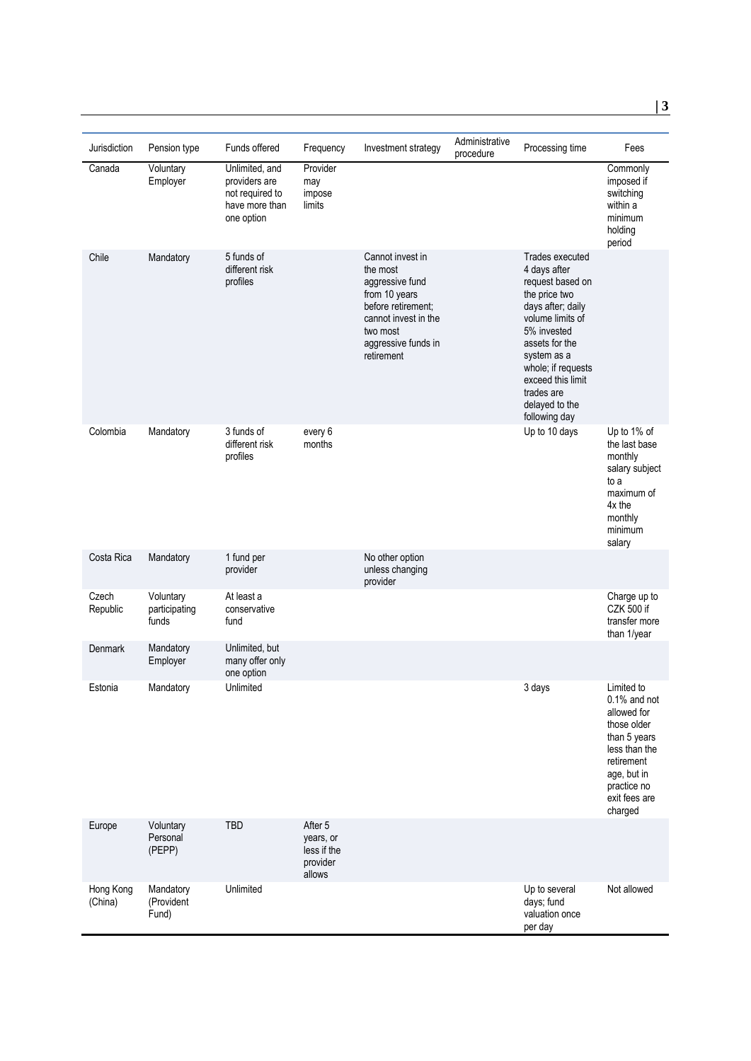| Jurisdiction | Pension type | Funds offered | Frequency | Investment strategy | Administrative procedure | Processing time | Fees |
|---|---|---|---|---|---|---|---|
| Canada | Voluntary Employer | Unlimited, and providers are not required to have more than one option | Provider may impose limits | | | | Commonly imposed if switching within a minimum holding period |
| Chile | Mandatory | 5 funds of different risk profiles | | Cannot invest in the most aggressive fund from 10 years before retirement; cannot invest in the two most aggressive funds in retirement | | Trades executed 4 days after request based on the price two days after; daily volume limits of 5% invested assets for the system as a whole; if requests exceed this limit trades are delayed to the following day | |
| Colombia | Mandatory | 3 funds of different risk profiles | every 6 months | | | Up to 10 days | Up to 1% of the last base monthly salary subject to a maximum of 4x the monthly minimum salary |
| Costa Rica | Mandatory | 1 fund per provider | | No other option unless changing provider | | | |
| Czech Republic | Voluntary participating funds | At least a conservative fund | | | | | Charge up to CZK 500 if transfer more than 1/year |
| Denmark | Mandatory Employer | Unlimited, but many offer only one option | | | | | |
| Estonia | Mandatory | Unlimited | | | | 3 days | Limited to 0.1% and not allowed for those older than 5 years less than the retirement age, but in practice no exit fees are charged |
| Europe | Voluntary Personal (PEPP) | TBD | After 5 years, or less if the provider allows | | | | |
| Hong Kong (China) | Mandatory (Provident Fund) | Unlimited | | | | Up to several days; fund valuation once per day | Not allowed |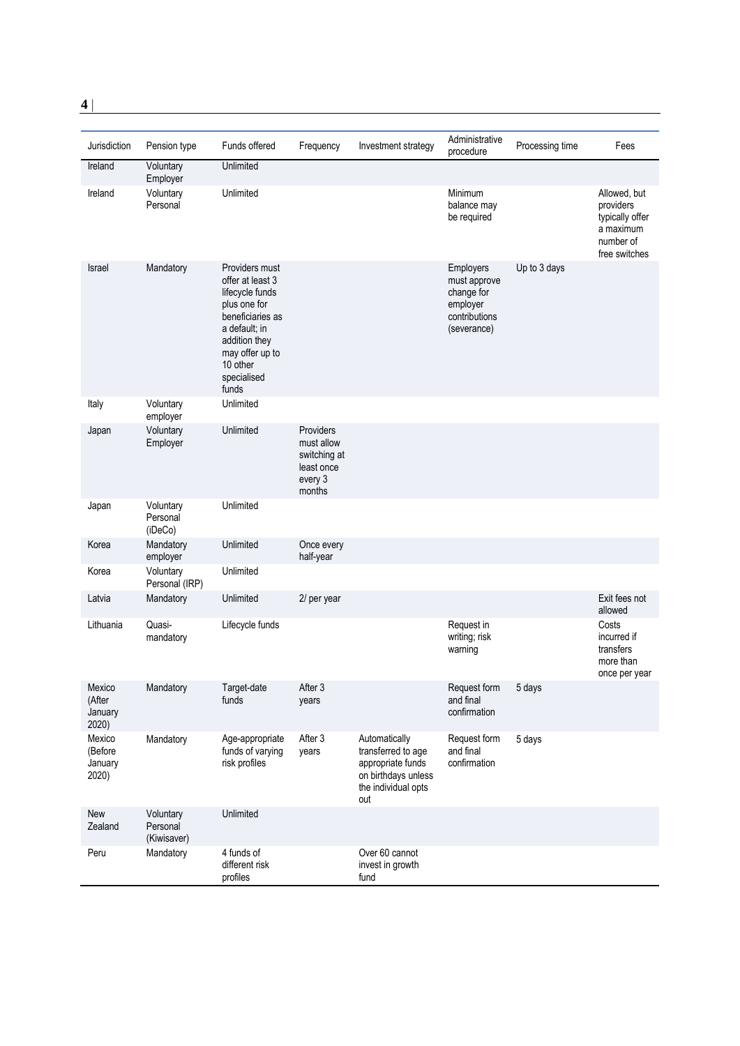| Jurisdiction | Pension type | Funds offered | Frequency | Investment strategy | Administrative procedure | Processing time | Fees |
|---|---|---|---|---|---|---|---|
| Ireland | Voluntary Employer | Unlimited | | | | | |
| Ireland | Voluntary Personal | Unlimited | | | Minimum balance may be required | | Allowed, but providers typically offer a maximum number of free switches |
| Israel | Mandatory | Providers must offer at least 3 lifecycle funds plus one for beneficiaries as a default; in addition they may offer up to 10 other specialised funds | | | Employers must approve change for employer contributions (severance) | Up to 3 days | |
| Italy | Voluntary employer | Unlimited | | | | | |
| Japan | Voluntary Employer | Unlimited | Providers must allow switching at least once every 3 months | | | | |
| Japan | Voluntary Personal (iDeCo) | Unlimited | | | | | |
| Korea | Mandatory employer | Unlimited | Once every half-year | | | | |
| Korea | Voluntary Personal (IRP) | Unlimited | | | | | |
| Latvia | Mandatory | Unlimited | 2/ per year | | | | Exit fees not allowed |
| Lithuania | Quasi-mandatory | Lifecycle funds | | | Request in writing; risk warning | | Costs incurred if transfers more than once per year |
| Mexico (After January 2020) | Mandatory | Target-date funds | After 3 years | | Request form and final confirmation | 5 days | |
| Mexico (Before January 2020) | Mandatory | Age-appropriate funds of varying risk profiles | After 3 years | Automatically transferred to age appropriate funds on birthdays unless the individual opts out | Request form and final confirmation | 5 days | |
| New Zealand | Voluntary Personal (Kiwisaver) | Unlimited | | | | | |
| Peru | Mandatory | 4 funds of different risk profiles | | Over 60 cannot invest in growth fund | | | |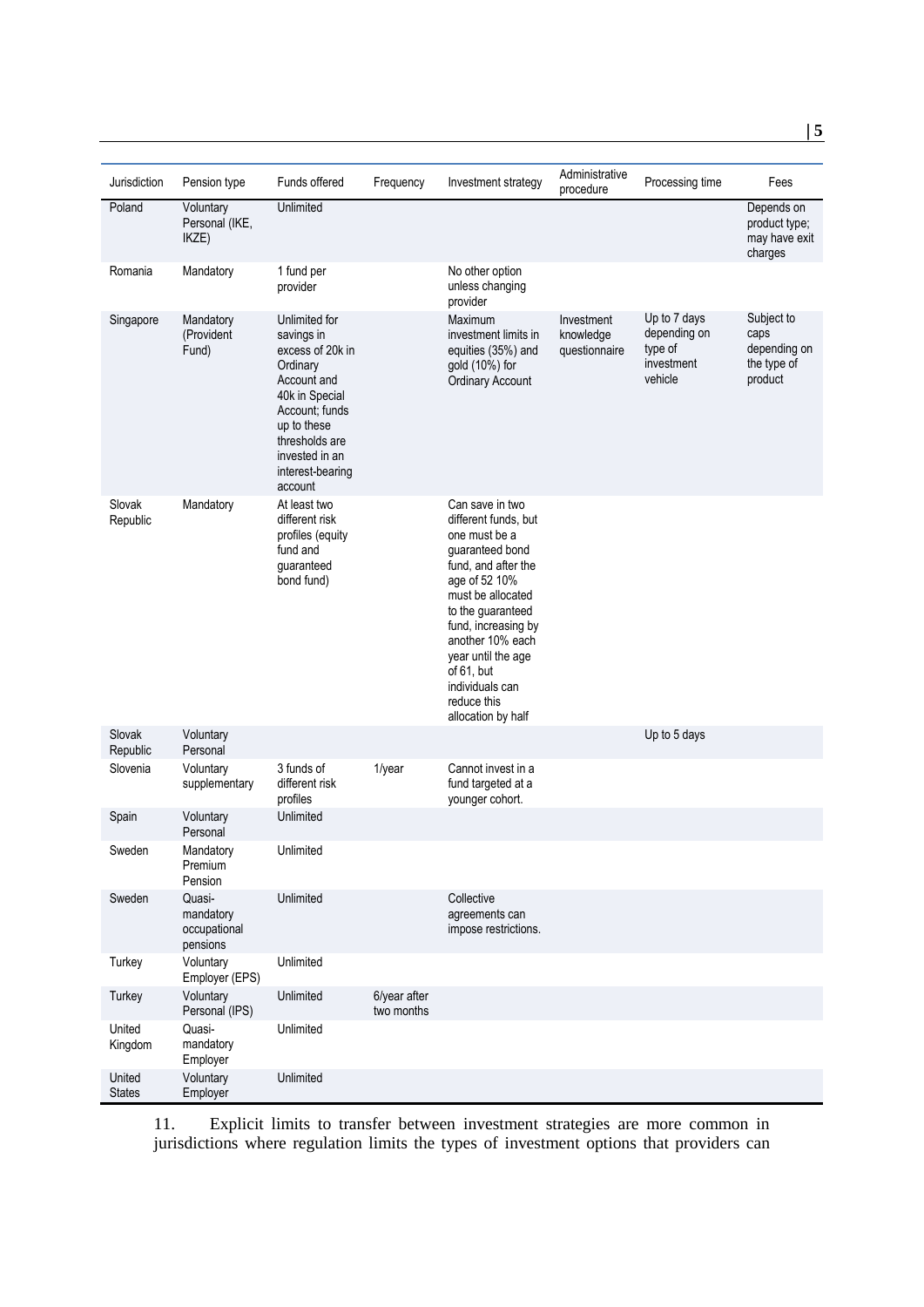| Jurisdiction | Pension type | Funds offered | Frequency | Investment strategy | Administrative procedure | Processing time | Fees |
|---|---|---|---|---|---|---|---|
| Poland | Voluntary Personal (IKE, IKZE) | Unlimited | | | | | Depends on product type; may have exit charges |
| Romania | Mandatory | 1 fund per provider | | No other option unless changing provider | | | |
| Singapore | Mandatory (Provident Fund) | Unlimited for savings in excess of 20k in Ordinary Account and 40k in Special Account; funds up to these thresholds are invested in an interest-bearing account | | Maximum investment limits in equities (35%) and gold (10%) for Ordinary Account | Investment knowledge questionnaire | Up to 7 days depending on type of investment vehicle | Subject to caps depending on the type of product |
| Slovak Republic | Mandatory | At least two different risk profiles (equity fund and guaranteed bond fund) | | Can save in two different funds, but one must be a guaranteed bond fund, and after the age of 52 10% must be allocated to the guaranteed fund, increasing by another 10% each year until the age of 61, but individuals can reduce this allocation by half | | | |
| Slovak Republic | Voluntary Personal | | | | | Up to 5 days | |
| Slovenia | Voluntary supplementary | 3 funds of different risk profiles | 1/year | Cannot invest in a fund targeted at a younger cohort. | | | |
| Spain | Voluntary Personal | Unlimited | | | | | |
| Sweden | Mandatory Premium Pension | Unlimited | | | | | |
| Sweden | Quasi-mandatory occupational pensions | Unlimited | | Collective agreements can impose restrictions. | | | |
| Turkey | Voluntary Employer (EPS) | Unlimited | | | | | |
| Turkey | Voluntary Personal (IPS) | Unlimited | 6/year after two months | | | | |
| United Kingdom | Quasi-mandatory Employer | Unlimited | | | | | |
| United States | Voluntary Employer | Unlimited | | | | | |

11. Explicit limits to transfer between investment strategies are more common in jurisdictions where regulation limits the types of investment options that providers can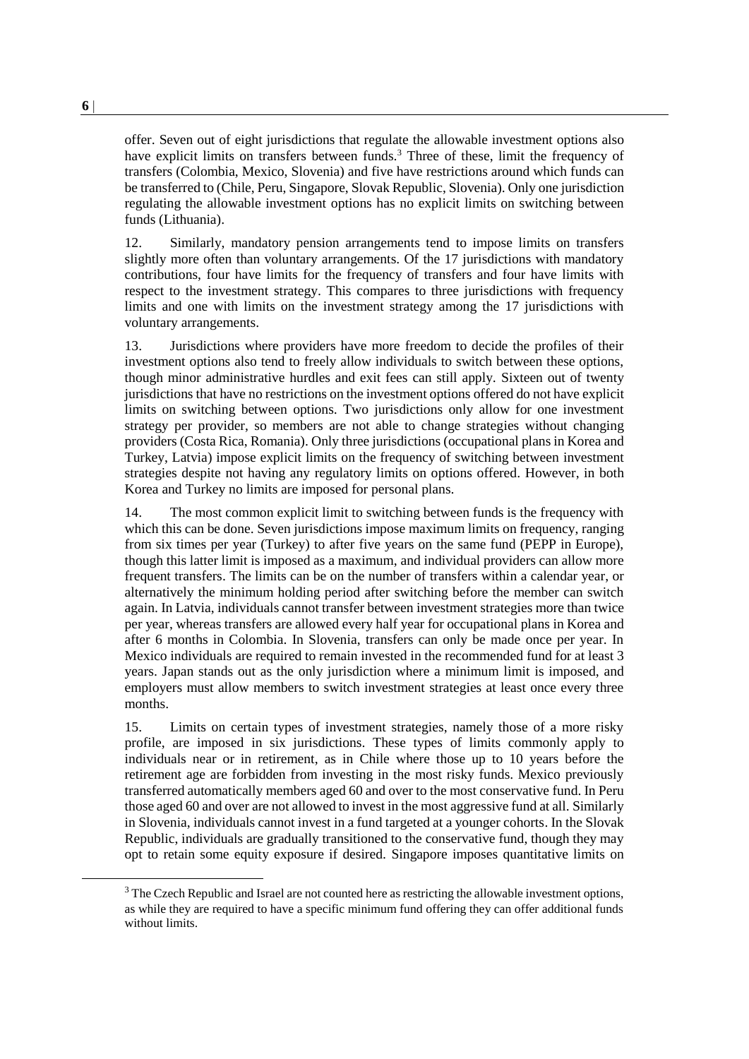offer. Seven out of eight jurisdictions that regulate the allowable investment options also have explicit limits on transfers between funds.[3] Three of these, limit the frequency of transfers (Colombia, Mexico, Slovenia) and five have restrictions around which funds can be transferred to (Chile, Peru, Singapore, Slovak Republic, Slovenia). Only one jurisdiction regulating the allowable investment options has no explicit limits on switching between funds (Lithuania).

12. Similarly, mandatory pension arrangements tend to impose limits on transfers slightly more often than voluntary arrangements. Of the 17 jurisdictions with mandatory contributions, four have limits for the frequency of transfers and four have limits with respect to the investment strategy. This compares to three jurisdictions with frequency limits and one with limits on the investment strategy among the 17 jurisdictions with voluntary arrangements.

13. Jurisdictions where providers have more freedom to decide the profiles of their investment options also tend to freely allow individuals to switch between these options, though minor administrative hurdles and exit fees can still apply. Sixteen out of twenty jurisdictions that have no restrictions on the investment options offered do not have explicit limits on switching between options. Two jurisdictions only allow for one investment strategy per provider, so members are not able to change strategies without changing providers (Costa Rica, Romania). Only three jurisdictions (occupational plans in Korea and Turkey, Latvia) impose explicit limits on the frequency of switching between investment strategies despite not having any regulatory limits on options offered. However, in both Korea and Turkey no limits are imposed for personal plans.

14. The most common explicit limit to switching between funds is the frequency with which this can be done. Seven jurisdictions impose maximum limits on frequency, ranging from six times per year (Turkey) to after five years on the same fund (PEPP in Europe), though this latter limit is imposed as a maximum, and individual providers can allow more frequent transfers. The limits can be on the number of transfers within a calendar year, or alternatively the minimum holding period after switching before the member can switch again. In Latvia, individuals cannot transfer between investment strategies more than twice per year, whereas transfers are allowed every half year for occupational plans in Korea and after 6 months in Colombia. In Slovenia, transfers can only be made once per year. In Mexico individuals are required to remain invested in the recommended fund for at least 3 years. Japan stands out as the only jurisdiction where a minimum limit is imposed, and employers must allow members to switch investment strategies at least once every three months.

15. Limits on certain types of investment strategies, namely those of a more risky profile, are imposed in six jurisdictions. These types of limits commonly apply to individuals near or in retirement, as in Chile where those up to 10 years before the retirement age are forbidden from investing in the most risky funds. Mexico previously transferred automatically members aged 60 and over to the most conservative fund. In Peru those aged 60 and over are not allowed to invest in the most aggressive fund at all. Similarly in Slovenia, individuals cannot invest in a fund targeted at a younger cohorts. In the Slovak Republic, individuals are gradually transitioned to the conservative fund, though they may opt to retain some equity exposure if desired. Singapore imposes quantitative limits on

[3] The Czech Republic and Israel are not counted here as restricting the allowable investment options, as while they are required to have a specific minimum fund offering they can offer additional funds without limits.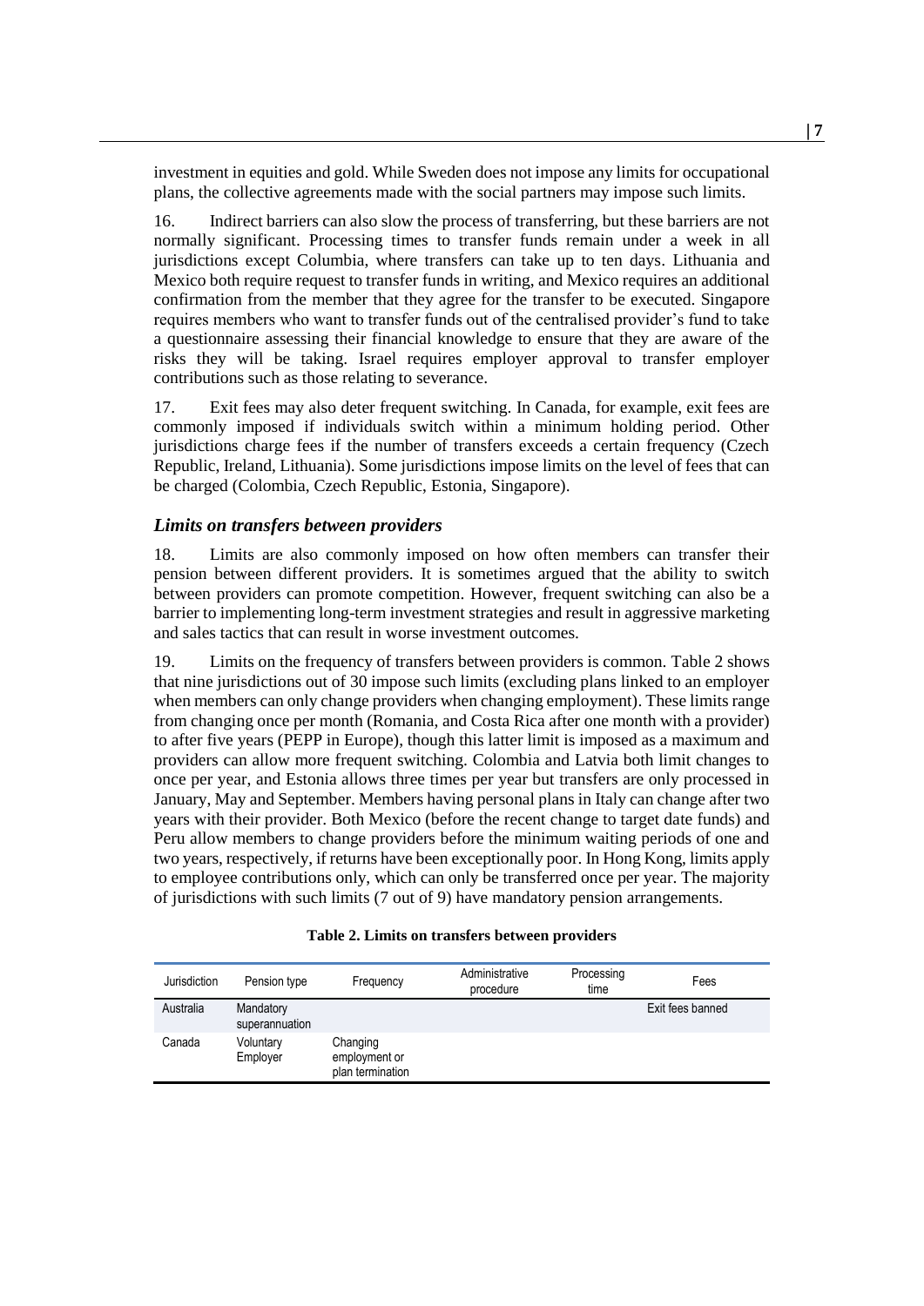investment in equities and gold. While Sweden does not impose any limits for occupational plans, the collective agreements made with the social partners may impose such limits.

16. Indirect barriers can also slow the process of transferring, but these barriers are not normally significant. Processing times to transfer funds remain under a week in all jurisdictions except Columbia, where transfers can take up to ten days. Lithuania and Mexico both require request to transfer funds in writing, and Mexico requires an additional confirmation from the member that they agree for the transfer to be executed. Singapore requires members who want to transfer funds out of the centralised provider's fund to take a questionnaire assessing their financial knowledge to ensure that they are aware of the risks they will be taking. Israel requires employer approval to transfer employer contributions such as those relating to severance.

17. Exit fees may also deter frequent switching. In Canada, for example, exit fees are commonly imposed if individuals switch within a minimum holding period. Other jurisdictions charge fees if the number of transfers exceeds a certain frequency (Czech Republic, Ireland, Lithuania). Some jurisdictions impose limits on the level of fees that can be charged (Colombia, Czech Republic, Estonia, Singapore).

### *Limits on transfers between providers*

18. Limits are also commonly imposed on how often members can transfer their pension between different providers. It is sometimes argued that the ability to switch between providers can promote competition. However, frequent switching can also be a barrier to implementing long-term investment strategies and result in aggressive marketing and sales tactics that can result in worse investment outcomes.

19. Limits on the frequency of transfers between providers is common. Table 2 shows that nine jurisdictions out of 30 impose such limits (excluding plans linked to an employer when members can only change providers when changing employment). These limits range from changing once per month (Romania, and Costa Rica after one month with a provider) to after five years (PEPP in Europe), though this latter limit is imposed as a maximum and providers can allow more frequent switching. Colombia and Latvia both limit changes to once per year, and Estonia allows three times per year but transfers are only processed in January, May and September. Members having personal plans in Italy can change after two years with their provider. Both Mexico (before the recent change to target date funds) and Peru allow members to change providers before the minimum waiting periods of one and two years, respectively, if returns have been exceptionally poor. In Hong Kong, limits apply to employee contributions only, which can only be transferred once per year. The majority of jurisdictions with such limits (7 out of 9) have mandatory pension arrangements.

**Table 2. Limits on transfers between providers**

| Jurisdiction | Pension type | Frequency | Administrative procedure | Processing time | Fees |
|---|---|---|---|---|---|
| Australia | Mandatory superannuation | | | | Exit fees banned |
| Canada | Voluntary Employer | Changing employment or plan termination | | | |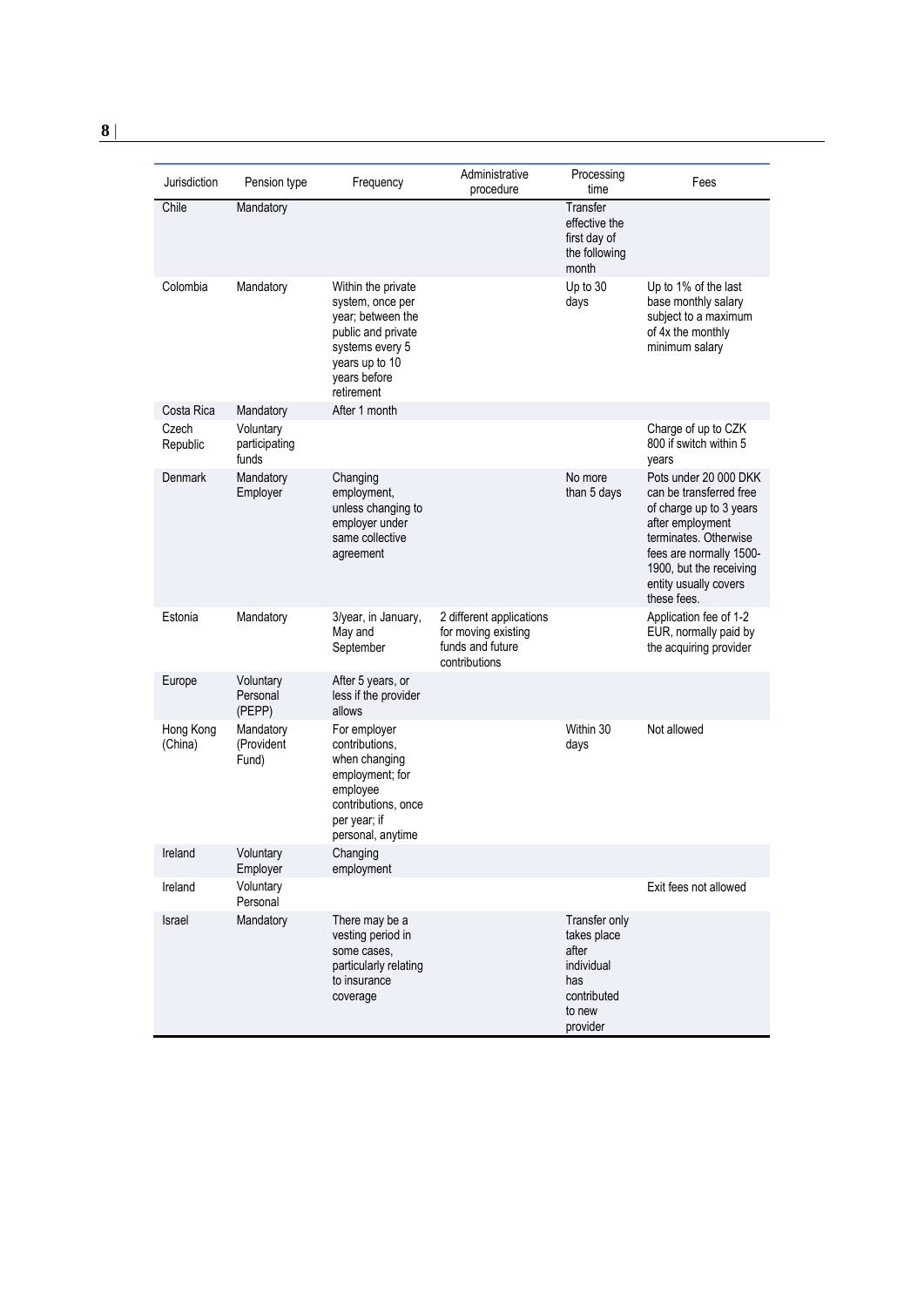| Jurisdiction | Pension type | Frequency | Administrative procedure | Processing time | Fees |
|---|---|---|---|---|---|
| Chile | Mandatory | | | Transfer effective the first day of the following month | |
| Colombia | Mandatory | Within the private system, once per year; between the public and private systems every 5 years up to 10 years before retirement | | Up to 30 days | Up to 1% of the last base monthly salary subject to a maximum of 4x the monthly minimum salary |
| Costa Rica | Mandatory | After 1 month | | | |
| Czech Republic | Voluntary participating funds | | | | Charge of up to CZK 800 if switch within 5 years |
| Denmark | Mandatory Employer | Changing employment, unless changing to employer under same collective agreement | | No more than 5 days | Pots under 20 000 DKK can be transferred free of charge up to 3 years after employment terminates. Otherwise fees are normally 1500-1900, but the receiving entity usually covers these fees. |
| Estonia | Mandatory | 3/year, in January, May and September | 2 different applications for moving existing funds and future contributions | | Application fee of 1-2 EUR, normally paid by the acquiring provider |
| Europe | Voluntary Personal (PEPP) | After 5 years, or less if the provider allows | | | |
| Hong Kong (China) | Mandatory (Provident Fund) | For employer contributions, when changing employment; for employee contributions, once per year; if personal, anytime | | Within 30 days | Not allowed |
| Ireland | Voluntary Employer | Changing employment | | | |
| Ireland | Voluntary Personal | | | | Exit fees not allowed |
| Israel | Mandatory | There may be a vesting period in some cases, particularly relating to insurance coverage | | Transfer only takes place after individual has contributed to new provider | |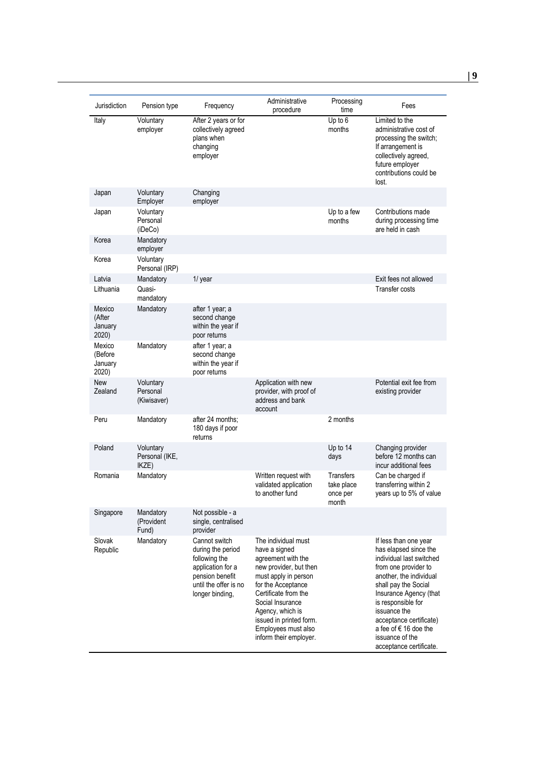| Jurisdiction | Pension type | Frequency | Administrative procedure | Processing time | Fees |
|---|---|---|---|---|---|
| Italy | Voluntary employer | After 2 years or for collectively agreed plans when changing employer | | Up to 6 months | Limited to the administrative cost of processing the switch; If arrangement is collectively agreed, future employer contributions could be lost. |
| Japan | Voluntary Employer | Changing employer | | | |
| Japan | Voluntary Personal (iDeCo) | | | Up to a few months | Contributions made during processing time are held in cash |
| Korea | Mandatory employer | | | | |
| Korea | Voluntary Personal (IRP) | | | | |
| Latvia | Mandatory | 1/ year | | | Exit fees not allowed |
| Lithuania | Quasi-mandatory | | | | Transfer costs |
| Mexico (After January 2020) | Mandatory | after 1 year; a second change within the year if poor returns | | | |
| Mexico (Before January 2020) | Mandatory | after 1 year; a second change within the year if poor returns | | | |
| New Zealand | Voluntary Personal (Kiwisaver) | | Application with new provider, with proof of address and bank account | | Potential exit fee from existing provider |
| Peru | Mandatory | after 24 months; 180 days if poor returns | | 2 months | |
| Poland | Voluntary Personal (IKE, IKZE) | | | Up to 14 days | Changing provider before 12 months can incur additional fees |
| Romania | Mandatory | | Written request with validated application to another fund | Transfers take place once per month | Can be charged if transferring within 2 years up to 5% of value |
| Singapore | Mandatory (Provident Fund) | Not possible - a single, centralised provider | | | |
| Slovak Republic | Mandatory | Cannot switch during the period following the application for a pension benefit until the offer is no longer binding, | The individual must have a signed agreement with the new provider, but then must apply in person for the Acceptance Certificate from the Social Insurance Agency, which is issued in printed form. Employees must also inform their employer. | | If less than one year has elapsed since the individual last switched from one provider to another, the individual shall pay the Social Insurance Agency (that is responsible for issuance the acceptance certificate) a fee of € 16 doe the issuance of the acceptance certificate. |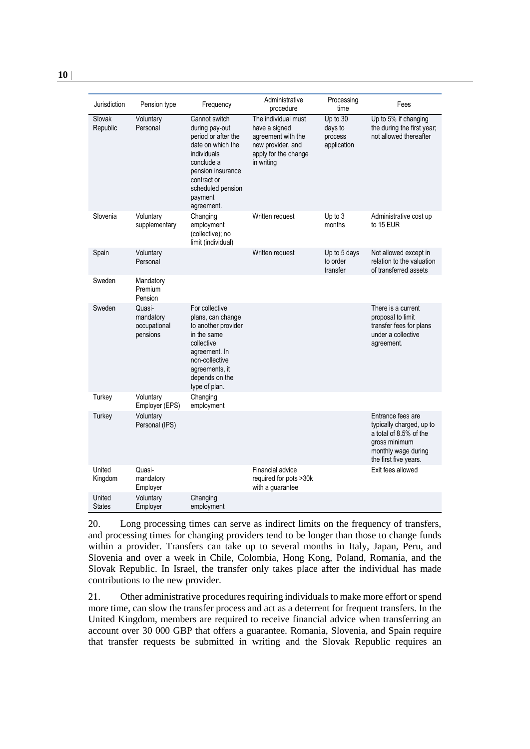| Jurisdiction | Pension type | Frequency | Administrative procedure | Processing time | Fees |
|---|---|---|---|---|---|
| Slovak Republic | Voluntary Personal | Cannot switch during pay-out period or after the date on which the individuals conclude a pension insurance contract or scheduled pension payment agreement. | The individual must have a signed agreement with the new provider, and apply for the change in writing | Up to 30 days to process application | Up to 5% if changing the during the first year; not allowed thereafter |
| Slovenia | Voluntary supplementary | Changing employment (collective); no limit (individual) | Written request | Up to 3 months | Administrative cost up to 15 EUR |
| Spain | Voluntary Personal | | Written request | Up to 5 days to order transfer | Not allowed except in relation to the valuation of transferred assets |
| Sweden | Mandatory Premium Pension | | | | |
| Sweden | Quasi-mandatory occupational pensions | For collective plans, can change to another provider in the same collective agreement. In non-collective agreements, it depends on the type of plan. | | | There is a current proposal to limit transfer fees for plans under a collective agreement. |
| Turkey | Voluntary Employer (EPS) | Changing employment | | | |
| Turkey | Voluntary Personal (IPS) | | | | Entrance fees are typically charged, up to a total of 8.5% of the gross minimum monthly wage during the first five years. |
| United Kingdom | Quasi-mandatory Employer | | Financial advice required for pots >30k with a guarantee | | Exit fees allowed |
| United States | Voluntary Employer | Changing employment | | | |

20. Long processing times can serve as indirect limits on the frequency of transfers, and processing times for changing providers tend to be longer than those to change funds within a provider. Transfers can take up to several months in Italy, Japan, Peru, and Slovenia and over a week in Chile, Colombia, Hong Kong, Poland, Romania, and the Slovak Republic. In Israel, the transfer only takes place after the individual has made contributions to the new provider.

21. Other administrative procedures requiring individuals to make more effort or spend more time, can slow the transfer process and act as a deterrent for frequent transfers. In the United Kingdom, members are required to receive financial advice when transferring an account over 30 000 GBP that offers a guarantee. Romania, Slovenia, and Spain require that transfer requests be submitted in writing and the Slovak Republic requires an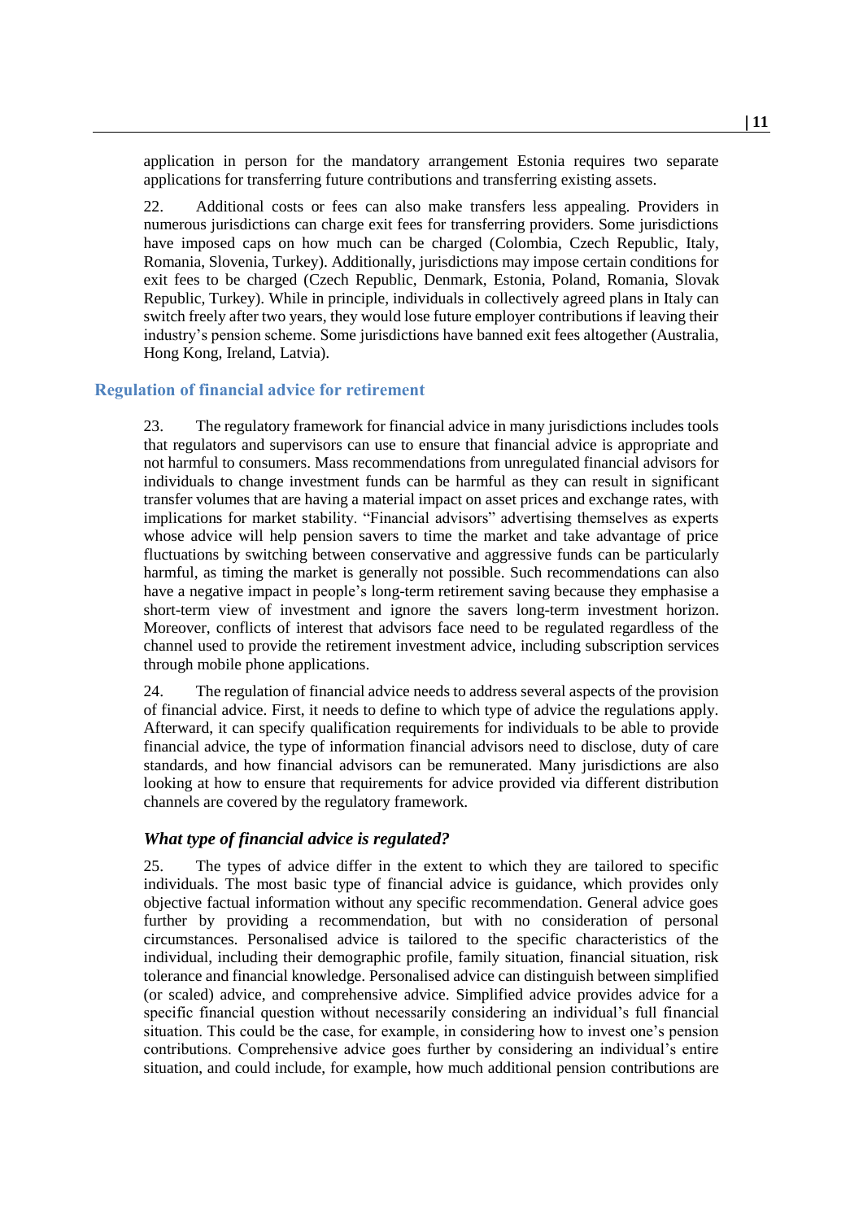application in person for the mandatory arrangement Estonia requires two separate applications for transferring future contributions and transferring existing assets.

22. Additional costs or fees can also make transfers less appealing. Providers in numerous jurisdictions can charge exit fees for transferring providers. Some jurisdictions have imposed caps on how much can be charged (Colombia, Czech Republic, Italy, Romania, Slovenia, Turkey). Additionally, jurisdictions may impose certain conditions for exit fees to be charged (Czech Republic, Denmark, Estonia, Poland, Romania, Slovak Republic, Turkey). While in principle, individuals in collectively agreed plans in Italy can switch freely after two years, they would lose future employer contributions if leaving their industry's pension scheme. Some jurisdictions have banned exit fees altogether (Australia, Hong Kong, Ireland, Latvia).

## Regulation of financial advice for retirement

23. The regulatory framework for financial advice in many jurisdictions includes tools that regulators and supervisors can use to ensure that financial advice is appropriate and not harmful to consumers. Mass recommendations from unregulated financial advisors for individuals to change investment funds can be harmful as they can result in significant transfer volumes that are having a material impact on asset prices and exchange rates, with implications for market stability. "Financial advisors" advertising themselves as experts whose advice will help pension savers to time the market and take advantage of price fluctuations by switching between conservative and aggressive funds can be particularly harmful, as timing the market is generally not possible. Such recommendations can also have a negative impact in people's long-term retirement saving because they emphasise a short-term view of investment and ignore the savers long-term investment horizon. Moreover, conflicts of interest that advisors face need to be regulated regardless of the channel used to provide the retirement investment advice, including subscription services through mobile phone applications.

24. The regulation of financial advice needs to address several aspects of the provision of financial advice. First, it needs to define to which type of advice the regulations apply. Afterward, it can specify qualification requirements for individuals to be able to provide financial advice, the type of information financial advisors need to disclose, duty of care standards, and how financial advisors can be remunerated. Many jurisdictions are also looking at how to ensure that requirements for advice provided via different distribution channels are covered by the regulatory framework.

### *What type of financial advice is regulated?*

25. The types of advice differ in the extent to which they are tailored to specific individuals. The most basic type of financial advice is guidance, which provides only objective factual information without any specific recommendation. General advice goes further by providing a recommendation, but with no consideration of personal circumstances. Personalised advice is tailored to the specific characteristics of the individual, including their demographic profile, family situation, financial situation, risk tolerance and financial knowledge. Personalised advice can distinguish between simplified (or scaled) advice, and comprehensive advice. Simplified advice provides advice for a specific financial question without necessarily considering an individual's full financial situation. This could be the case, for example, in considering how to invest one's pension contributions. Comprehensive advice goes further by considering an individual's entire situation, and could include, for example, how much additional pension contributions are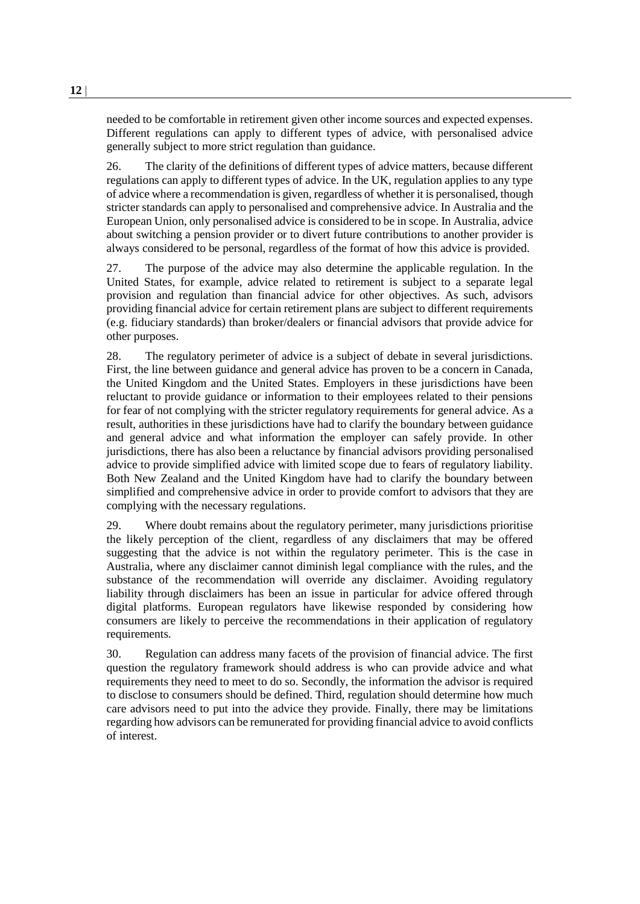needed to be comfortable in retirement given other income sources and expected expenses. Different regulations can apply to different types of advice, with personalised advice generally subject to more strict regulation than guidance.

26. The clarity of the definitions of different types of advice matters, because different regulations can apply to different types of advice. In the UK, regulation applies to any type of advice where a recommendation is given, regardless of whether it is personalised, though stricter standards can apply to personalised and comprehensive advice. In Australia and the European Union, only personalised advice is considered to be in scope. In Australia, advice about switching a pension provider or to divert future contributions to another provider is always considered to be personal, regardless of the format of how this advice is provided.

27. The purpose of the advice may also determine the applicable regulation. In the United States, for example, advice related to retirement is subject to a separate legal provision and regulation than financial advice for other objectives. As such, advisors providing financial advice for certain retirement plans are subject to different requirements (e.g. fiduciary standards) than broker/dealers or financial advisors that provide advice for other purposes.

28. The regulatory perimeter of advice is a subject of debate in several jurisdictions. First, the line between guidance and general advice has proven to be a concern in Canada, the United Kingdom and the United States. Employers in these jurisdictions have been reluctant to provide guidance or information to their employees related to their pensions for fear of not complying with the stricter regulatory requirements for general advice. As a result, authorities in these jurisdictions have had to clarify the boundary between guidance and general advice and what information the employer can safely provide. In other jurisdictions, there has also been a reluctance by financial advisors providing personalised advice to provide simplified advice with limited scope due to fears of regulatory liability. Both New Zealand and the United Kingdom have had to clarify the boundary between simplified and comprehensive advice in order to provide comfort to advisors that they are complying with the necessary regulations.

29. Where doubt remains about the regulatory perimeter, many jurisdictions prioritise the likely perception of the client, regardless of any disclaimers that may be offered suggesting that the advice is not within the regulatory perimeter. This is the case in Australia, where any disclaimer cannot diminish legal compliance with the rules, and the substance of the recommendation will override any disclaimer. Avoiding regulatory liability through disclaimers has been an issue in particular for advice offered through digital platforms. European regulators have likewise responded by considering how consumers are likely to perceive the recommendations in their application of regulatory requirements.

30. Regulation can address many facets of the provision of financial advice. The first question the regulatory framework should address is who can provide advice and what requirements they need to meet to do so. Secondly, the information the advisor is required to disclose to consumers should be defined. Third, regulation should determine how much care advisors need to put into the advice they provide. Finally, there may be limitations regarding how advisors can be remunerated for providing financial advice to avoid conflicts of interest.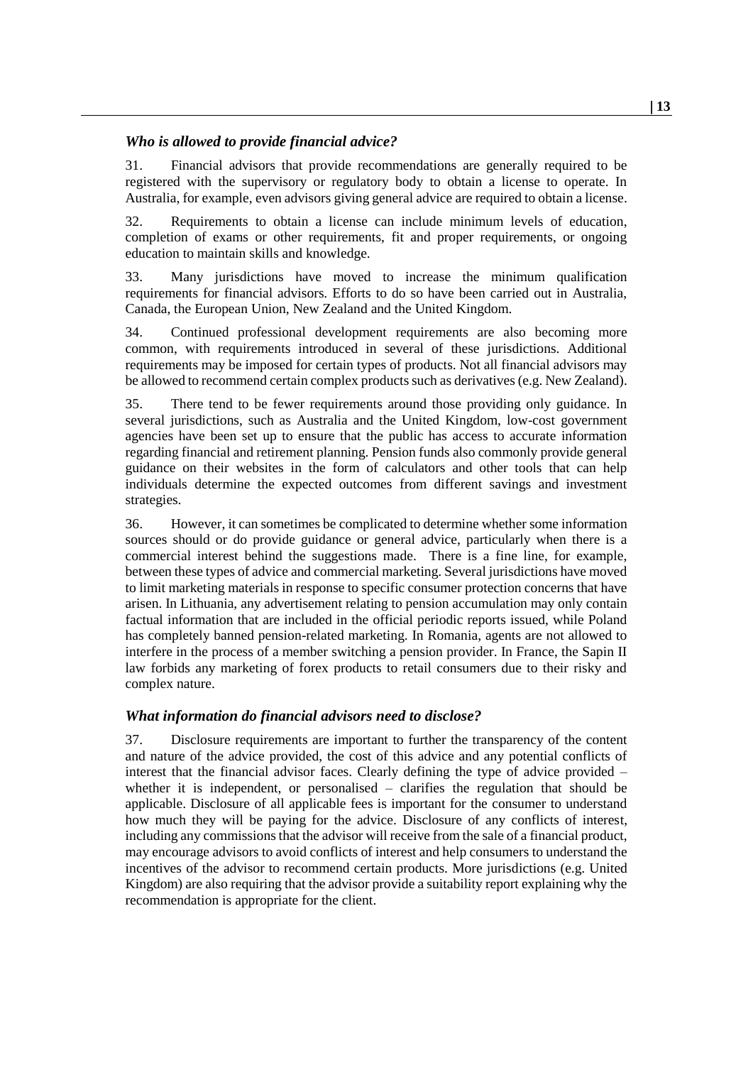### *Who is allowed to provide financial advice?*

31. Financial advisors that provide recommendations are generally required to be registered with the supervisory or regulatory body to obtain a license to operate. In Australia, for example, even advisors giving general advice are required to obtain a license.

32. Requirements to obtain a license can include minimum levels of education, completion of exams or other requirements, fit and proper requirements, or ongoing education to maintain skills and knowledge.

33. Many jurisdictions have moved to increase the minimum qualification requirements for financial advisors. Efforts to do so have been carried out in Australia, Canada, the European Union, New Zealand and the United Kingdom.

34. Continued professional development requirements are also becoming more common, with requirements introduced in several of these jurisdictions. Additional requirements may be imposed for certain types of products. Not all financial advisors may be allowed to recommend certain complex products such as derivatives (e.g. New Zealand).

35. There tend to be fewer requirements around those providing only guidance. In several jurisdictions, such as Australia and the United Kingdom, low-cost government agencies have been set up to ensure that the public has access to accurate information regarding financial and retirement planning. Pension funds also commonly provide general guidance on their websites in the form of calculators and other tools that can help individuals determine the expected outcomes from different savings and investment strategies.

36. However, it can sometimes be complicated to determine whether some information sources should or do provide guidance or general advice, particularly when there is a commercial interest behind the suggestions made. There is a fine line, for example, between these types of advice and commercial marketing. Several jurisdictions have moved to limit marketing materials in response to specific consumer protection concerns that have arisen. In Lithuania, any advertisement relating to pension accumulation may only contain factual information that are included in the official periodic reports issued, while Poland has completely banned pension-related marketing. In Romania, agents are not allowed to interfere in the process of a member switching a pension provider. In France, the Sapin II law forbids any marketing of forex products to retail consumers due to their risky and complex nature.

### *What information do financial advisors need to disclose?*

37. Disclosure requirements are important to further the transparency of the content and nature of the advice provided, the cost of this advice and any potential conflicts of interest that the financial advisor faces. Clearly defining the type of advice provided – whether it is independent, or personalised – clarifies the regulation that should be applicable. Disclosure of all applicable fees is important for the consumer to understand how much they will be paying for the advice. Disclosure of any conflicts of interest, including any commissions that the advisor will receive from the sale of a financial product, may encourage advisors to avoid conflicts of interest and help consumers to understand the incentives of the advisor to recommend certain products. More jurisdictions (e.g. United Kingdom) are also requiring that the advisor provide a suitability report explaining why the recommendation is appropriate for the client.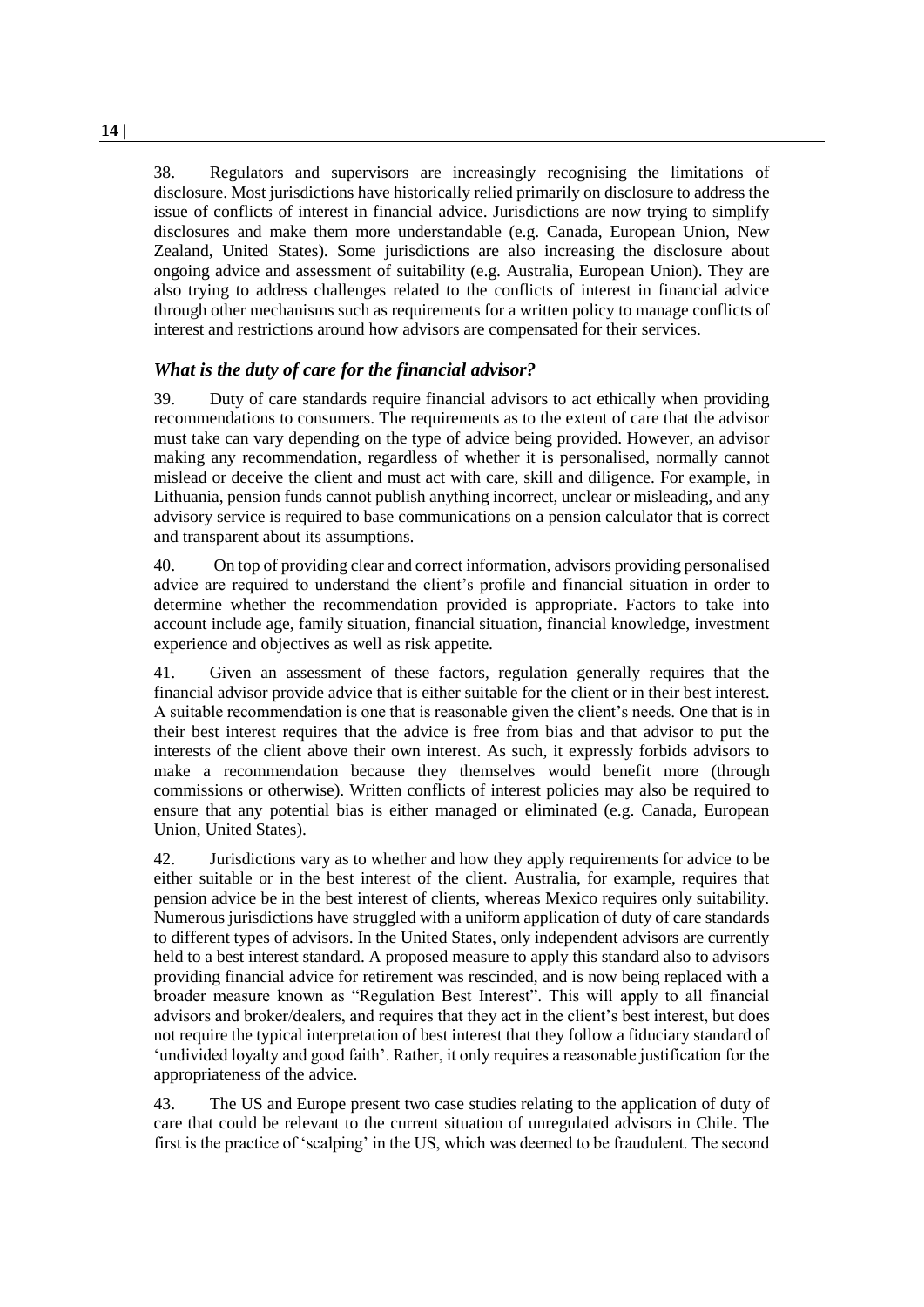38. Regulators and supervisors are increasingly recognising the limitations of disclosure. Most jurisdictions have historically relied primarily on disclosure to address the issue of conflicts of interest in financial advice. Jurisdictions are now trying to simplify disclosures and make them more understandable (e.g. Canada, European Union, New Zealand, United States). Some jurisdictions are also increasing the disclosure about ongoing advice and assessment of suitability (e.g. Australia, European Union). They are also trying to address challenges related to the conflicts of interest in financial advice through other mechanisms such as requirements for a written policy to manage conflicts of interest and restrictions around how advisors are compensated for their services.

### *What is the duty of care for the financial advisor?*

39. Duty of care standards require financial advisors to act ethically when providing recommendations to consumers. The requirements as to the extent of care that the advisor must take can vary depending on the type of advice being provided. However, an advisor making any recommendation, regardless of whether it is personalised, normally cannot mislead or deceive the client and must act with care, skill and diligence. For example, in Lithuania, pension funds cannot publish anything incorrect, unclear or misleading, and any advisory service is required to base communications on a pension calculator that is correct and transparent about its assumptions.

40. On top of providing clear and correct information, advisors providing personalised advice are required to understand the client's profile and financial situation in order to determine whether the recommendation provided is appropriate. Factors to take into account include age, family situation, financial situation, financial knowledge, investment experience and objectives as well as risk appetite.

41. Given an assessment of these factors, regulation generally requires that the financial advisor provide advice that is either suitable for the client or in their best interest. A suitable recommendation is one that is reasonable given the client's needs. One that is in their best interest requires that the advice is free from bias and that advisor to put the interests of the client above their own interest. As such, it expressly forbids advisors to make a recommendation because they themselves would benefit more (through commissions or otherwise). Written conflicts of interest policies may also be required to ensure that any potential bias is either managed or eliminated (e.g. Canada, European Union, United States).

42. Jurisdictions vary as to whether and how they apply requirements for advice to be either suitable or in the best interest of the client. Australia, for example, requires that pension advice be in the best interest of clients, whereas Mexico requires only suitability. Numerous jurisdictions have struggled with a uniform application of duty of care standards to different types of advisors. In the United States, only independent advisors are currently held to a best interest standard. A proposed measure to apply this standard also to advisors providing financial advice for retirement was rescinded, and is now being replaced with a broader measure known as "Regulation Best Interest". This will apply to all financial advisors and broker/dealers, and requires that they act in the client's best interest, but does not require the typical interpretation of best interest that they follow a fiduciary standard of 'undivided loyalty and good faith'. Rather, it only requires a reasonable justification for the appropriateness of the advice.

43. The US and Europe present two case studies relating to the application of duty of care that could be relevant to the current situation of unregulated advisors in Chile. The first is the practice of 'scalping' in the US, which was deemed to be fraudulent. The second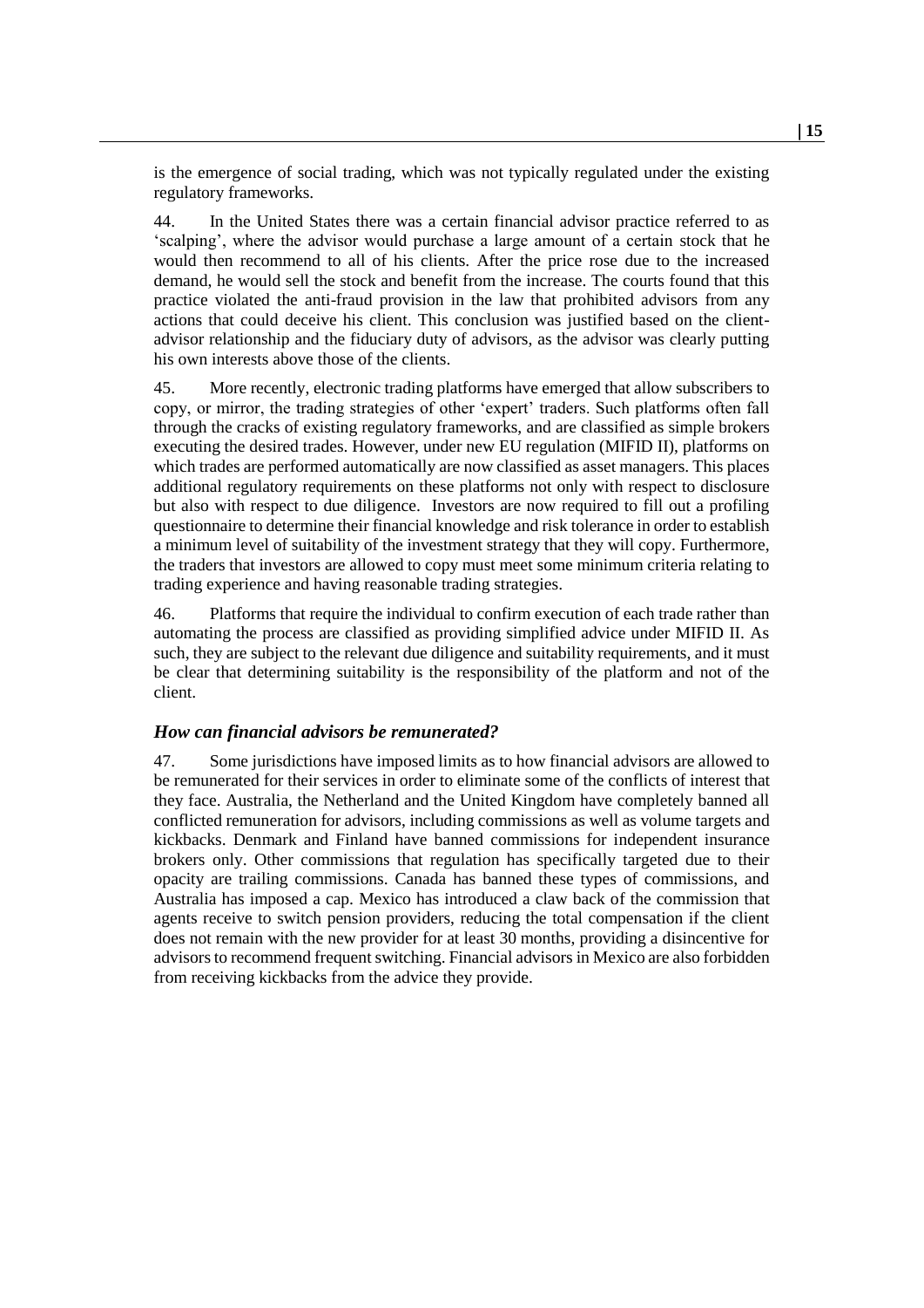is the emergence of social trading, which was not typically regulated under the existing regulatory frameworks.

44. In the United States there was a certain financial advisor practice referred to as 'scalping', where the advisor would purchase a large amount of a certain stock that he would then recommend to all of his clients. After the price rose due to the increased demand, he would sell the stock and benefit from the increase. The courts found that this practice violated the anti-fraud provision in the law that prohibited advisors from any actions that could deceive his client. This conclusion was justified based on the client-advisor relationship and the fiduciary duty of advisors, as the advisor was clearly putting his own interests above those of the clients.

45. More recently, electronic trading platforms have emerged that allow subscribers to copy, or mirror, the trading strategies of other 'expert' traders. Such platforms often fall through the cracks of existing regulatory frameworks, and are classified as simple brokers executing the desired trades. However, under new EU regulation (MIFID II), platforms on which trades are performed automatically are now classified as asset managers. This places additional regulatory requirements on these platforms not only with respect to disclosure but also with respect to due diligence. Investors are now required to fill out a profiling questionnaire to determine their financial knowledge and risk tolerance in order to establish a minimum level of suitability of the investment strategy that they will copy. Furthermore, the traders that investors are allowed to copy must meet some minimum criteria relating to trading experience and having reasonable trading strategies.

46. Platforms that require the individual to confirm execution of each trade rather than automating the process are classified as providing simplified advice under MIFID II. As such, they are subject to the relevant due diligence and suitability requirements, and it must be clear that determining suitability is the responsibility of the platform and not of the client.

### *How can financial advisors be remunerated?*

47. Some jurisdictions have imposed limits as to how financial advisors are allowed to be remunerated for their services in order to eliminate some of the conflicts of interest that they face. Australia, the Netherland and the United Kingdom have completely banned all conflicted remuneration for advisors, including commissions as well as volume targets and kickbacks. Denmark and Finland have banned commissions for independent insurance brokers only. Other commissions that regulation has specifically targeted due to their opacity are trailing commissions. Canada has banned these types of commissions, and Australia has imposed a cap. Mexico has introduced a claw back of the commission that agents receive to switch pension providers, reducing the total compensation if the client does not remain with the new provider for at least 30 months, providing a disincentive for advisors to recommend frequent switching. Financial advisors in Mexico are also forbidden from receiving kickbacks from the advice they provide.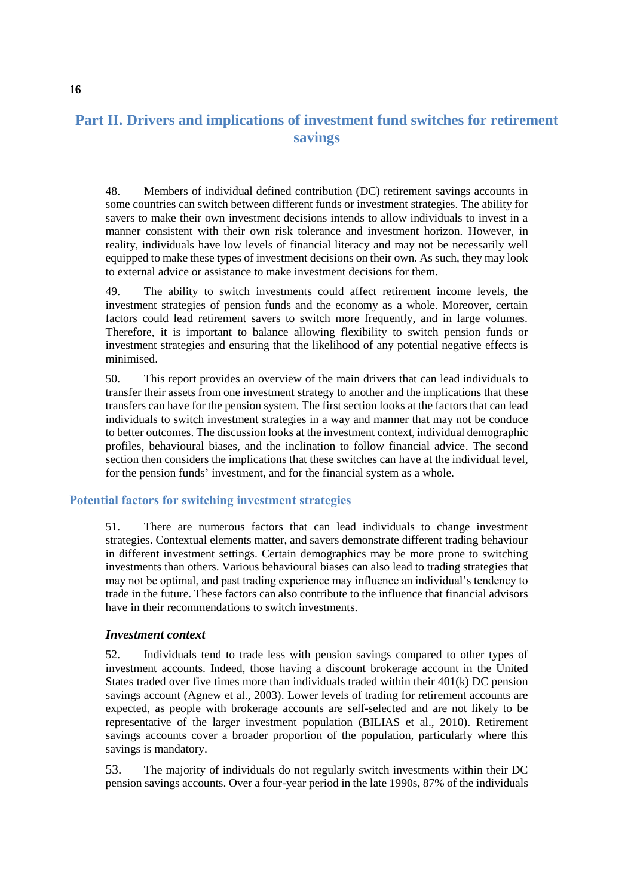# Part II. Drivers and implications of investment fund switches for retirement savings

48. Members of individual defined contribution (DC) retirement savings accounts in some countries can switch between different funds or investment strategies. The ability for savers to make their own investment decisions intends to allow individuals to invest in a manner consistent with their own risk tolerance and investment horizon. However, in reality, individuals have low levels of financial literacy and may not be necessarily well equipped to make these types of investment decisions on their own. As such, they may look to external advice or assistance to make investment decisions for them.

49. The ability to switch investments could affect retirement income levels, the investment strategies of pension funds and the economy as a whole. Moreover, certain factors could lead retirement savers to switch more frequently, and in large volumes. Therefore, it is important to balance allowing flexibility to switch pension funds or investment strategies and ensuring that the likelihood of any potential negative effects is minimised.

50. This report provides an overview of the main drivers that can lead individuals to transfer their assets from one investment strategy to another and the implications that these transfers can have for the pension system. The first section looks at the factors that can lead individuals to switch investment strategies in a way and manner that may not be conduce to better outcomes. The discussion looks at the investment context, individual demographic profiles, behavioural biases, and the inclination to follow financial advice. The second section then considers the implications that these switches can have at the individual level, for the pension funds' investment, and for the financial system as a whole.

## Potential factors for switching investment strategies

51. There are numerous factors that can lead individuals to change investment strategies. Contextual elements matter, and savers demonstrate different trading behaviour in different investment settings. Certain demographics may be more prone to switching investments than others. Various behavioural biases can also lead to trading strategies that may not be optimal, and past trading experience may influence an individual's tendency to trade in the future. These factors can also contribute to the influence that financial advisors have in their recommendations to switch investments.

### *Investment context*

52. Individuals tend to trade less with pension savings compared to other types of investment accounts. Indeed, those having a discount brokerage account in the United States traded over five times more than individuals traded within their 401(k) DC pension savings account (Agnew et al., 2003). Lower levels of trading for retirement accounts are expected, as people with brokerage accounts are self-selected and are not likely to be representative of the larger investment population (BILIAS et al., 2010). Retirement savings accounts cover a broader proportion of the population, particularly where this savings is mandatory.

53. The majority of individuals do not regularly switch investments within their DC pension savings accounts. Over a four-year period in the late 1990s, 87% of the individuals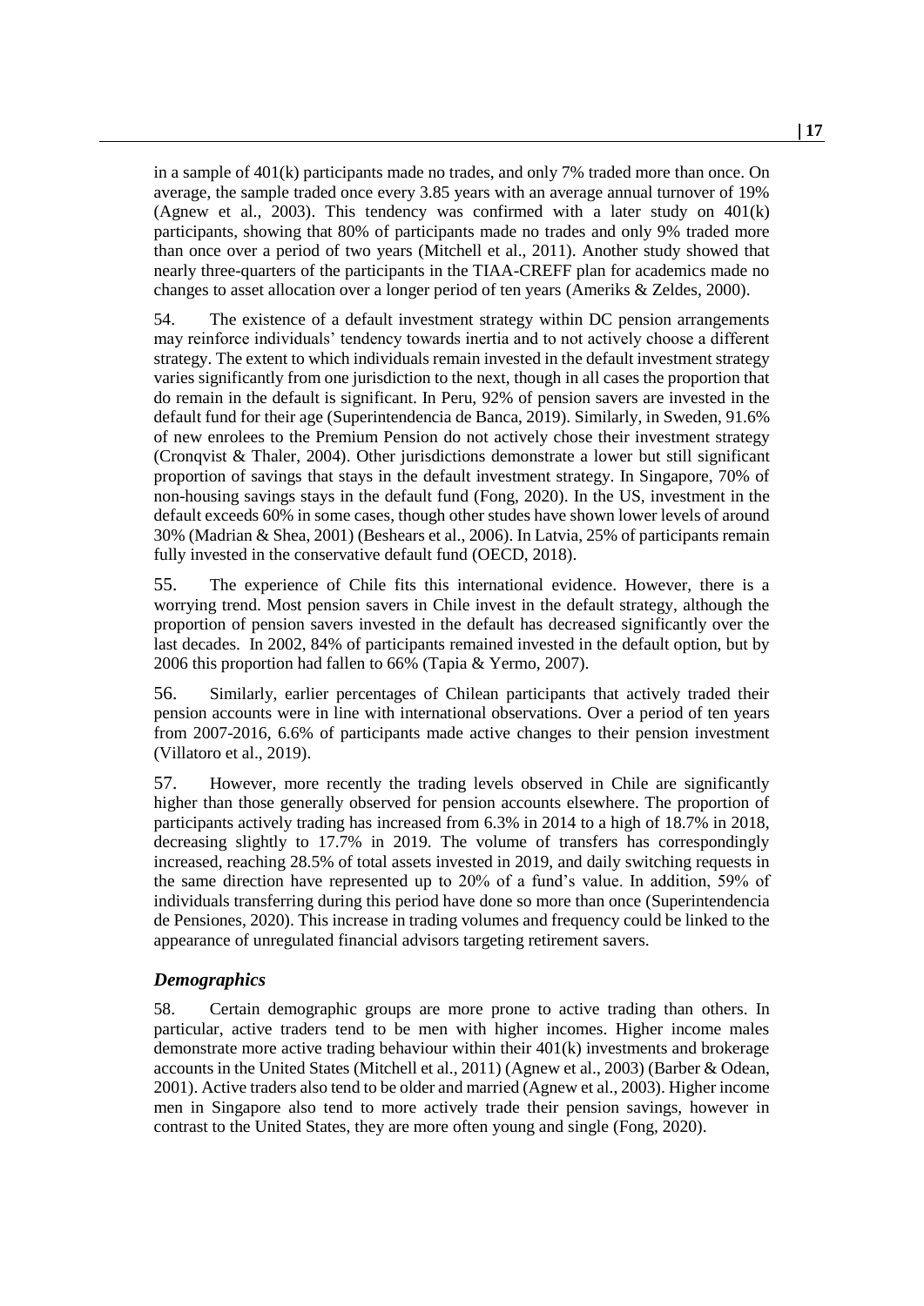in a sample of 401(k) participants made no trades, and only 7% traded more than once. On average, the sample traded once every 3.85 years with an average annual turnover of 19% (Agnew et al., 2003). This tendency was confirmed with a later study on 401(k) participants, showing that 80% of participants made no trades and only 9% traded more than once over a period of two years (Mitchell et al., 2011). Another study showed that nearly three-quarters of the participants in the TIAA-CREFF plan for academics made no changes to asset allocation over a longer period of ten years (Ameriks & Zeldes, 2000).

54. The existence of a default investment strategy within DC pension arrangements may reinforce individuals' tendency towards inertia and to not actively choose a different strategy. The extent to which individuals remain invested in the default investment strategy varies significantly from one jurisdiction to the next, though in all cases the proportion that do remain in the default is significant. In Peru, 92% of pension savers are invested in the default fund for their age (Superintendencia de Banca, 2019). Similarly, in Sweden, 91.6% of new enrolees to the Premium Pension do not actively chose their investment strategy (Cronqvist & Thaler, 2004). Other jurisdictions demonstrate a lower but still significant proportion of savings that stays in the default investment strategy. In Singapore, 70% of non-housing savings stays in the default fund (Fong, 2020). In the US, investment in the default exceeds 60% in some cases, though other studes have shown lower levels of around 30% (Madrian & Shea, 2001) (Beshears et al., 2006). In Latvia, 25% of participants remain fully invested in the conservative default fund (OECD, 2018).

55. The experience of Chile fits this international evidence. However, there is a worrying trend. Most pension savers in Chile invest in the default strategy, although the proportion of pension savers invested in the default has decreased significantly over the last decades. In 2002, 84% of participants remained invested in the default option, but by 2006 this proportion had fallen to 66% (Tapia & Yermo, 2007).

56. Similarly, earlier percentages of Chilean participants that actively traded their pension accounts were in line with international observations. Over a period of ten years from 2007-2016, 6.6% of participants made active changes to their pension investment (Villatoro et al., 2019).

57. However, more recently the trading levels observed in Chile are significantly higher than those generally observed for pension accounts elsewhere. The proportion of participants actively trading has increased from 6.3% in 2014 to a high of 18.7% in 2018, decreasing slightly to 17.7% in 2019. The volume of transfers has correspondingly increased, reaching 28.5% of total assets invested in 2019, and daily switching requests in the same direction have represented up to 20% of a fund's value. In addition, 59% of individuals transferring during this period have done so more than once (Superintendencia de Pensiones, 2020). This increase in trading volumes and frequency could be linked to the appearance of unregulated financial advisors targeting retirement savers.

### *Demographics*

58. Certain demographic groups are more prone to active trading than others. In particular, active traders tend to be men with higher incomes. Higher income males demonstrate more active trading behaviour within their 401(k) investments and brokerage accounts in the United States (Mitchell et al., 2011) (Agnew et al., 2003) (Barber & Odean, 2001). Active traders also tend to be older and married (Agnew et al., 2003). Higher income men in Singapore also tend to more actively trade their pension savings, however in contrast to the United States, they are more often young and single (Fong, 2020).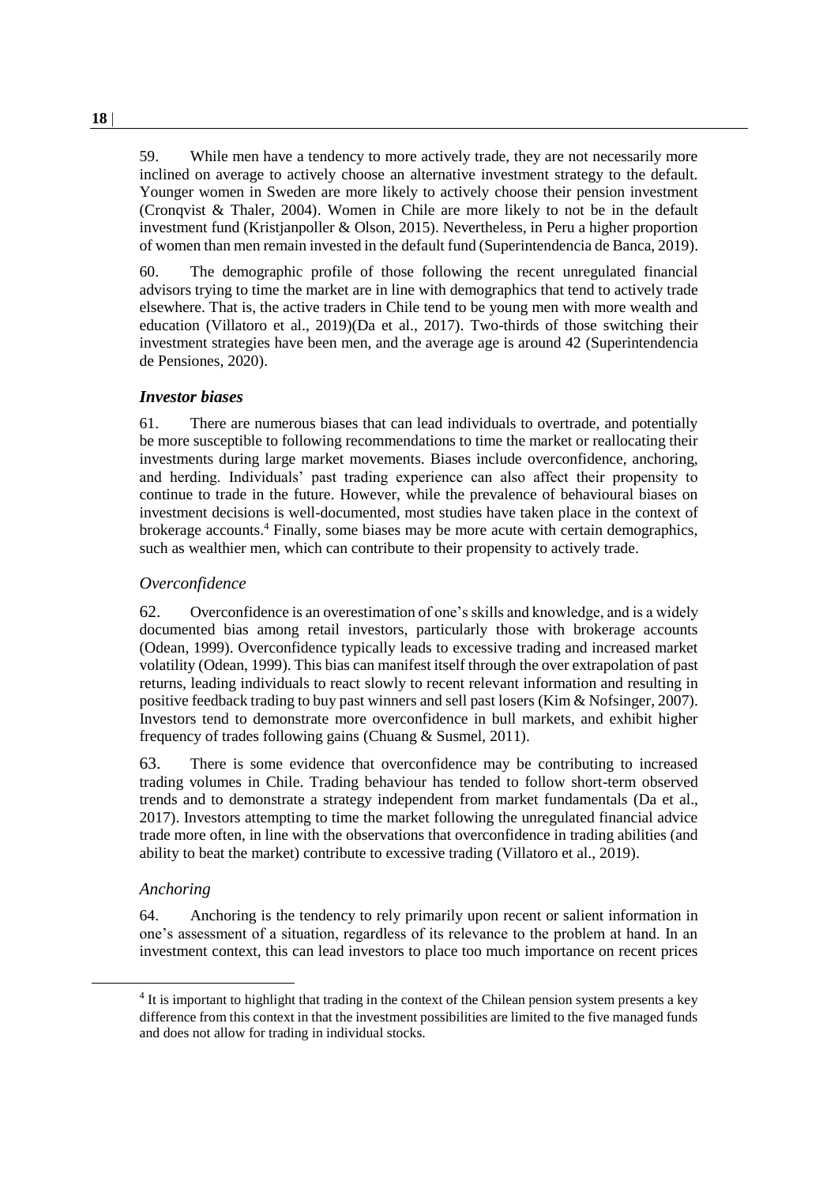59. While men have a tendency to more actively trade, they are not necessarily more inclined on average to actively choose an alternative investment strategy to the default. Younger women in Sweden are more likely to actively choose their pension investment (Cronqvist & Thaler, 2004). Women in Chile are more likely to not be in the default investment fund (Kristjanpoller & Olson, 2015). Nevertheless, in Peru a higher proportion of women than men remain invested in the default fund (Superintendencia de Banca, 2019).

60. The demographic profile of those following the recent unregulated financial advisors trying to time the market are in line with demographics that tend to actively trade elsewhere. That is, the active traders in Chile tend to be young men with more wealth and education (Villatoro et al., 2019)(Da et al., 2017). Two-thirds of those switching their investment strategies have been men, and the average age is around 42 (Superintendencia de Pensiones, 2020).

### *Investor biases*

61. There are numerous biases that can lead individuals to overtrade, and potentially be more susceptible to following recommendations to time the market or reallocating their investments during large market movements. Biases include overconfidence, anchoring, and herding. Individuals' past trading experience can also affect their propensity to continue to trade in the future. However, while the prevalence of behavioural biases on investment decisions is well-documented, most studies have taken place in the context of brokerage accounts.[4] Finally, some biases may be more acute with certain demographics, such as wealthier men, which can contribute to their propensity to actively trade.

#### *Overconfidence*

62. Overconfidence is an overestimation of one's skills and knowledge, and is a widely documented bias among retail investors, particularly those with brokerage accounts (Odean, 1999). Overconfidence typically leads to excessive trading and increased market volatility (Odean, 1999). This bias can manifest itself through the over extrapolation of past returns, leading individuals to react slowly to recent relevant information and resulting in positive feedback trading to buy past winners and sell past losers (Kim & Nofsinger, 2007). Investors tend to demonstrate more overconfidence in bull markets, and exhibit higher frequency of trades following gains (Chuang & Susmel, 2011).

63. There is some evidence that overconfidence may be contributing to increased trading volumes in Chile. Trading behaviour has tended to follow short-term observed trends and to demonstrate a strategy independent from market fundamentals (Da et al., 2017). Investors attempting to time the market following the unregulated financial advice trade more often, in line with the observations that overconfidence in trading abilities (and ability to beat the market) contribute to excessive trading (Villatoro et al., 2019).

#### *Anchoring*

64. Anchoring is the tendency to rely primarily upon recent or salient information in one's assessment of a situation, regardless of its relevance to the problem at hand. In an investment context, this can lead investors to place too much importance on recent prices

[4] It is important to highlight that trading in the context of the Chilean pension system presents a key difference from this context in that the investment possibilities are limited to the five managed funds and does not allow for trading in individual stocks.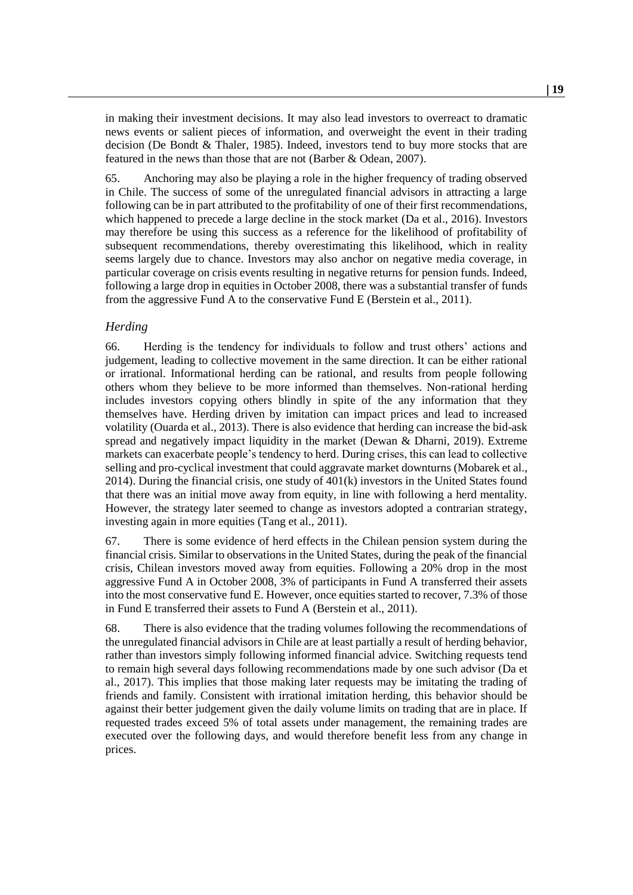in making their investment decisions. It may also lead investors to overreact to dramatic news events or salient pieces of information, and overweight the event in their trading decision (De Bondt & Thaler, 1985). Indeed, investors tend to buy more stocks that are featured in the news than those that are not (Barber & Odean, 2007).

65. Anchoring may also be playing a role in the higher frequency of trading observed in Chile. The success of some of the unregulated financial advisors in attracting a large following can be in part attributed to the profitability of one of their first recommendations, which happened to precede a large decline in the stock market (Da et al., 2016). Investors may therefore be using this success as a reference for the likelihood of profitability of subsequent recommendations, thereby overestimating this likelihood, which in reality seems largely due to chance. Investors may also anchor on negative media coverage, in particular coverage on crisis events resulting in negative returns for pension funds. Indeed, following a large drop in equities in October 2008, there was a substantial transfer of funds from the aggressive Fund A to the conservative Fund E (Berstein et al., 2011).

### *Herding*

66. Herding is the tendency for individuals to follow and trust others' actions and judgement, leading to collective movement in the same direction. It can be either rational or irrational. Informational herding can be rational, and results from people following others whom they believe to be more informed than themselves. Non-rational herding includes investors copying others blindly in spite of the any information that they themselves have. Herding driven by imitation can impact prices and lead to increased volatility (Ouarda et al., 2013). There is also evidence that herding can increase the bid-ask spread and negatively impact liquidity in the market (Dewan & Dharni, 2019). Extreme markets can exacerbate people's tendency to herd. During crises, this can lead to collective selling and pro-cyclical investment that could aggravate market downturns (Mobarek et al., 2014). During the financial crisis, one study of 401(k) investors in the United States found that there was an initial move away from equity, in line with following a herd mentality. However, the strategy later seemed to change as investors adopted a contrarian strategy, investing again in more equities (Tang et al., 2011).

67. There is some evidence of herd effects in the Chilean pension system during the financial crisis. Similar to observations in the United States, during the peak of the financial crisis, Chilean investors moved away from equities. Following a 20% drop in the most aggressive Fund A in October 2008, 3% of participants in Fund A transferred their assets into the most conservative fund E. However, once equities started to recover, 7.3% of those in Fund E transferred their assets to Fund A (Berstein et al., 2011).

68. There is also evidence that the trading volumes following the recommendations of the unregulated financial advisors in Chile are at least partially a result of herding behavior, rather than investors simply following informed financial advice. Switching requests tend to remain high several days following recommendations made by one such advisor (Da et al., 2017). This implies that those making later requests may be imitating the trading of friends and family. Consistent with irrational imitation herding, this behavior should be against their better judgement given the daily volume limits on trading that are in place. If requested trades exceed 5% of total assets under management, the remaining trades are executed over the following days, and would therefore benefit less from any change in prices.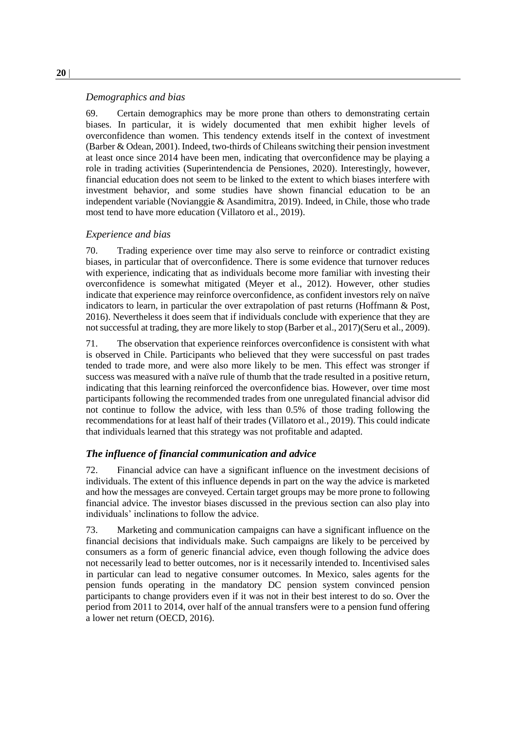*Demographics and bias*

69. Certain demographics may be more prone than others to demonstrating certain biases. In particular, it is widely documented that men exhibit higher levels of overconfidence than women. This tendency extends itself in the context of investment (Barber & Odean, 2001). Indeed, two-thirds of Chileans switching their pension investment at least once since 2014 have been men, indicating that overconfidence may be playing a role in trading activities (Superintendencia de Pensiones, 2020). Interestingly, however, financial education does not seem to be linked to the extent to which biases interfere with investment behavior, and some studies have shown financial education to be an independent variable (Novianggie & Asandimitra, 2019). Indeed, in Chile, those who trade most tend to have more education (Villatoro et al., 2019).

*Experience and bias*

70. Trading experience over time may also serve to reinforce or contradict existing biases, in particular that of overconfidence. There is some evidence that turnover reduces with experience, indicating that as individuals become more familiar with investing their overconfidence is somewhat mitigated (Meyer et al., 2012). However, other studies indicate that experience may reinforce overconfidence, as confident investors rely on naïve indicators to learn, in particular the over extrapolation of past returns (Hoffmann & Post, 2016). Nevertheless it does seem that if individuals conclude with experience that they are not successful at trading, they are more likely to stop (Barber et al., 2017)(Seru et al., 2009).

71. The observation that experience reinforces overconfidence is consistent with what is observed in Chile. Participants who believed that they were successful on past trades tended to trade more, and were also more likely to be men. This effect was stronger if success was measured with a naïve rule of thumb that the trade resulted in a positive return, indicating that this learning reinforced the overconfidence bias. However, over time most participants following the recommended trades from one unregulated financial advisor did not continue to follow the advice, with less than 0.5% of those trading following the recommendations for at least half of their trades (Villatoro et al., 2019). This could indicate that individuals learned that this strategy was not profitable and adapted.

### *The influence of financial communication and advice*

72. Financial advice can have a significant influence on the investment decisions of individuals. The extent of this influence depends in part on the way the advice is marketed and how the messages are conveyed. Certain target groups may be more prone to following financial advice. The investor biases discussed in the previous section can also play into individuals' inclinations to follow the advice.

73. Marketing and communication campaigns can have a significant influence on the financial decisions that individuals make. Such campaigns are likely to be perceived by consumers as a form of generic financial advice, even though following the advice does not necessarily lead to better outcomes, nor is it necessarily intended to. Incentivised sales in particular can lead to negative consumer outcomes. In Mexico, sales agents for the pension funds operating in the mandatory DC pension system convinced pension participants to change providers even if it was not in their best interest to do so. Over the period from 2011 to 2014, over half of the annual transfers were to a pension fund offering a lower net return (OECD, 2016).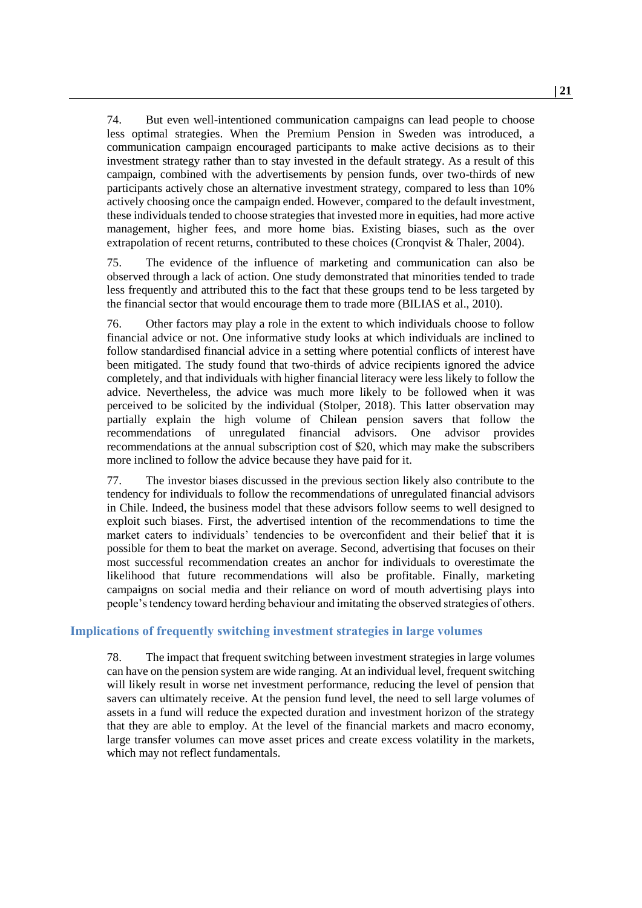74. But even well-intentioned communication campaigns can lead people to choose less optimal strategies. When the Premium Pension in Sweden was introduced, a communication campaign encouraged participants to make active decisions as to their investment strategy rather than to stay invested in the default strategy. As a result of this campaign, combined with the advertisements by pension funds, over two-thirds of new participants actively chose an alternative investment strategy, compared to less than 10% actively choosing once the campaign ended. However, compared to the default investment, these individuals tended to choose strategies that invested more in equities, had more active management, higher fees, and more home bias. Existing biases, such as the over extrapolation of recent returns, contributed to these choices (Cronqvist & Thaler, 2004).

75. The evidence of the influence of marketing and communication can also be observed through a lack of action. One study demonstrated that minorities tended to trade less frequently and attributed this to the fact that these groups tend to be less targeted by the financial sector that would encourage them to trade more (BILIAS et al., 2010).

76. Other factors may play a role in the extent to which individuals choose to follow financial advice or not. One informative study looks at which individuals are inclined to follow standardised financial advice in a setting where potential conflicts of interest have been mitigated. The study found that two-thirds of advice recipients ignored the advice completely, and that individuals with higher financial literacy were less likely to follow the advice. Nevertheless, the advice was much more likely to be followed when it was perceived to be solicited by the individual (Stolper, 2018). This latter observation may partially explain the high volume of Chilean pension savers that follow the recommendations of unregulated financial advisors. One advisor provides recommendations at the annual subscription cost of $20, which may make the subscribers more inclined to follow the advice because they have paid for it.

77. The investor biases discussed in the previous section likely also contribute to the tendency for individuals to follow the recommendations of unregulated financial advisors in Chile. Indeed, the business model that these advisors follow seems to well designed to exploit such biases. First, the advertised intention of the recommendations to time the market caters to individuals' tendencies to be overconfident and their belief that it is possible for them to beat the market on average. Second, advertising that focuses on their most successful recommendation creates an anchor for individuals to overestimate the likelihood that future recommendations will also be profitable. Finally, marketing campaigns on social media and their reliance on word of mouth advertising plays into people's tendency toward herding behaviour and imitating the observed strategies of others.

## Implications of frequently switching investment strategies in large volumes

78. The impact that frequent switching between investment strategies in large volumes can have on the pension system are wide ranging. At an individual level, frequent switching will likely result in worse net investment performance, reducing the level of pension that savers can ultimately receive. At the pension fund level, the need to sell large volumes of assets in a fund will reduce the expected duration and investment horizon of the strategy that they are able to employ. At the level of the financial markets and macro economy, large transfer volumes can move asset prices and create excess volatility in the markets, which may not reflect fundamentals.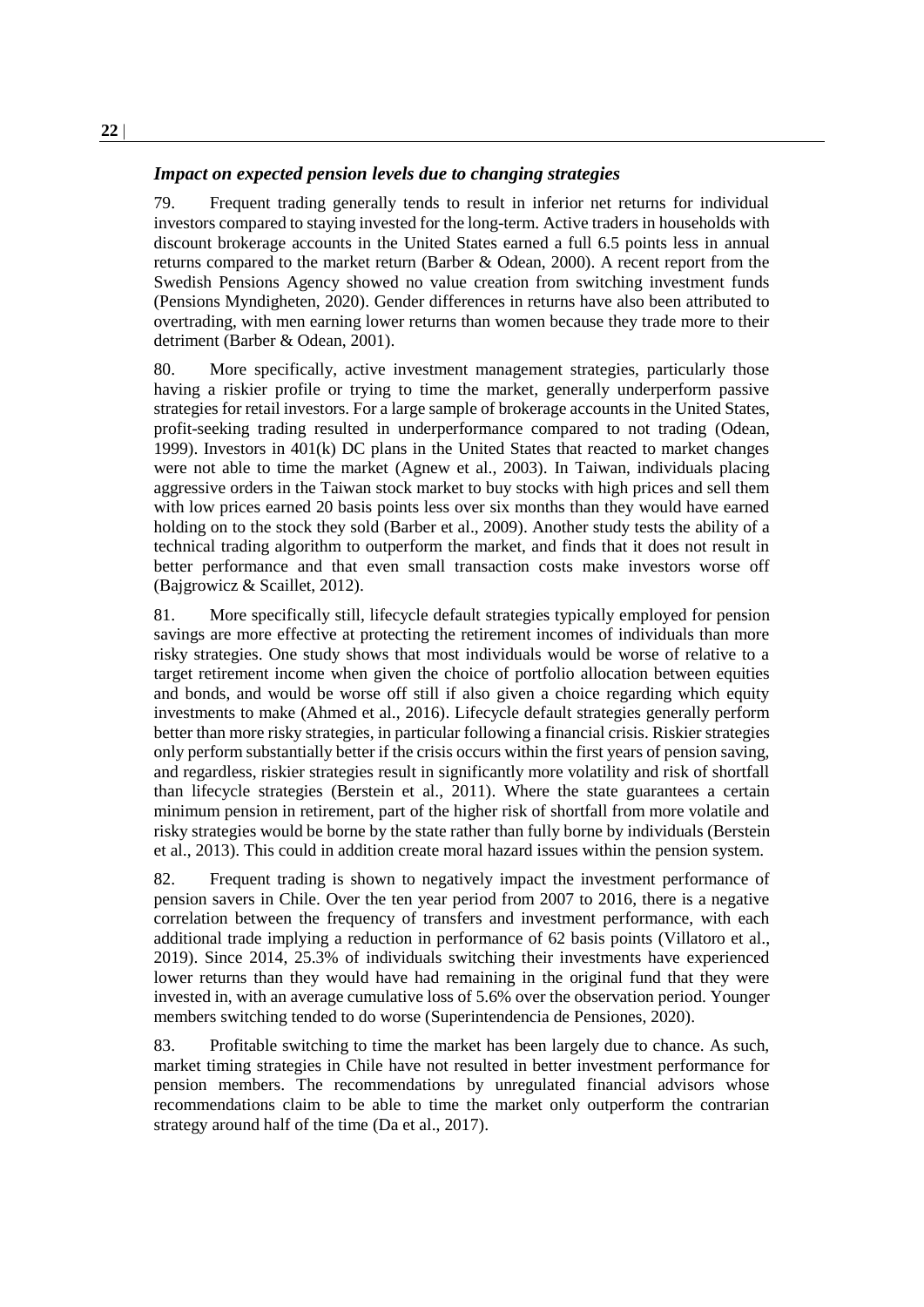### *Impact on expected pension levels due to changing strategies*

79. Frequent trading generally tends to result in inferior net returns for individual investors compared to staying invested for the long-term. Active traders in households with discount brokerage accounts in the United States earned a full 6.5 points less in annual returns compared to the market return (Barber & Odean, 2000). A recent report from the Swedish Pensions Agency showed no value creation from switching investment funds (Pensions Myndigheten, 2020). Gender differences in returns have also been attributed to overtrading, with men earning lower returns than women because they trade more to their detriment (Barber & Odean, 2001).

80. More specifically, active investment management strategies, particularly those having a riskier profile or trying to time the market, generally underperform passive strategies for retail investors. For a large sample of brokerage accounts in the United States, profit-seeking trading resulted in underperformance compared to not trading (Odean, 1999). Investors in 401(k) DC plans in the United States that reacted to market changes were not able to time the market (Agnew et al., 2003). In Taiwan, individuals placing aggressive orders in the Taiwan stock market to buy stocks with high prices and sell them with low prices earned 20 basis points less over six months than they would have earned holding on to the stock they sold (Barber et al., 2009). Another study tests the ability of a technical trading algorithm to outperform the market, and finds that it does not result in better performance and that even small transaction costs make investors worse off (Bajgrowicz & Scaillet, 2012).

81. More specifically still, lifecycle default strategies typically employed for pension savings are more effective at protecting the retirement incomes of individuals than more risky strategies. One study shows that most individuals would be worse of relative to a target retirement income when given the choice of portfolio allocation between equities and bonds, and would be worse off still if also given a choice regarding which equity investments to make (Ahmed et al., 2016). Lifecycle default strategies generally perform better than more risky strategies, in particular following a financial crisis. Riskier strategies only perform substantially better if the crisis occurs within the first years of pension saving, and regardless, riskier strategies result in significantly more volatility and risk of shortfall than lifecycle strategies (Berstein et al., 2011). Where the state guarantees a certain minimum pension in retirement, part of the higher risk of shortfall from more volatile and risky strategies would be borne by the state rather than fully borne by individuals (Berstein et al., 2013). This could in addition create moral hazard issues within the pension system.

82. Frequent trading is shown to negatively impact the investment performance of pension savers in Chile. Over the ten year period from 2007 to 2016, there is a negative correlation between the frequency of transfers and investment performance, with each additional trade implying a reduction in performance of 62 basis points (Villatoro et al., 2019). Since 2014, 25.3% of individuals switching their investments have experienced lower returns than they would have had remaining in the original fund that they were invested in, with an average cumulative loss of 5.6% over the observation period. Younger members switching tended to do worse (Superintendencia de Pensiones, 2020).

83. Profitable switching to time the market has been largely due to chance. As such, market timing strategies in Chile have not resulted in better investment performance for pension members. The recommendations by unregulated financial advisors whose recommendations claim to be able to time the market only outperform the contrarian strategy around half of the time (Da et al., 2017).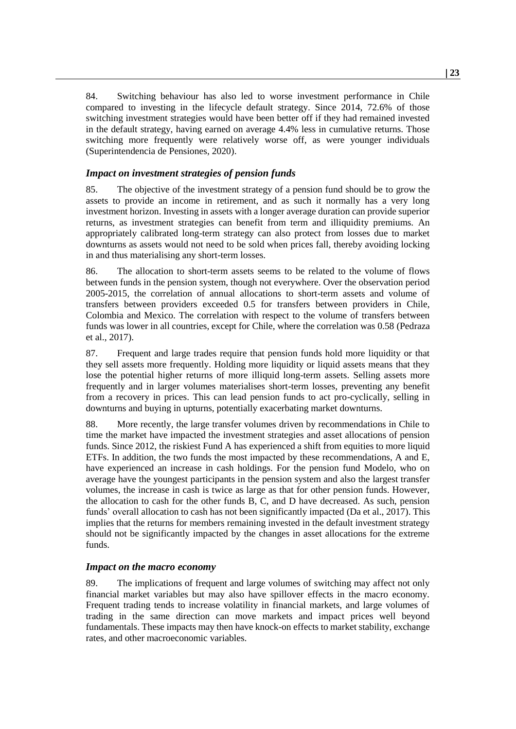84. Switching behaviour has also led to worse investment performance in Chile compared to investing in the lifecycle default strategy. Since 2014, 72.6% of those switching investment strategies would have been better off if they had remained invested in the default strategy, having earned on average 4.4% less in cumulative returns. Those switching more frequently were relatively worse off, as were younger individuals (Superintendencia de Pensiones, 2020).

### *Impact on investment strategies of pension funds*

85. The objective of the investment strategy of a pension fund should be to grow the assets to provide an income in retirement, and as such it normally has a very long investment horizon. Investing in assets with a longer average duration can provide superior returns, as investment strategies can benefit from term and illiquidity premiums. An appropriately calibrated long-term strategy can also protect from losses due to market downturns as assets would not need to be sold when prices fall, thereby avoiding locking in and thus materialising any short-term losses.

86. The allocation to short-term assets seems to be related to the volume of flows between funds in the pension system, though not everywhere. Over the observation period 2005-2015, the correlation of annual allocations to short-term assets and volume of transfers between providers exceeded 0.5 for transfers between providers in Chile, Colombia and Mexico. The correlation with respect to the volume of transfers between funds was lower in all countries, except for Chile, where the correlation was 0.58 (Pedraza et al., 2017).

87. Frequent and large trades require that pension funds hold more liquidity or that they sell assets more frequently. Holding more liquidity or liquid assets means that they lose the potential higher returns of more illiquid long-term assets. Selling assets more frequently and in larger volumes materialises short-term losses, preventing any benefit from a recovery in prices. This can lead pension funds to act pro-cyclically, selling in downturns and buying in upturns, potentially exacerbating market downturns.

88. More recently, the large transfer volumes driven by recommendations in Chile to time the market have impacted the investment strategies and asset allocations of pension funds. Since 2012, the riskiest Fund A has experienced a shift from equities to more liquid ETFs. In addition, the two funds the most impacted by these recommendations, A and E, have experienced an increase in cash holdings. For the pension fund Modelo, who on average have the youngest participants in the pension system and also the largest transfer volumes, the increase in cash is twice as large as that for other pension funds. However, the allocation to cash for the other funds B, C, and D have decreased. As such, pension funds' overall allocation to cash has not been significantly impacted (Da et al., 2017). This implies that the returns for members remaining invested in the default investment strategy should not be significantly impacted by the changes in asset allocations for the extreme funds.

### *Impact on the macro economy*

89. The implications of frequent and large volumes of switching may affect not only financial market variables but may also have spillover effects in the macro economy. Frequent trading tends to increase volatility in financial markets, and large volumes of trading in the same direction can move markets and impact prices well beyond fundamentals. These impacts may then have knock-on effects to market stability, exchange rates, and other macroeconomic variables.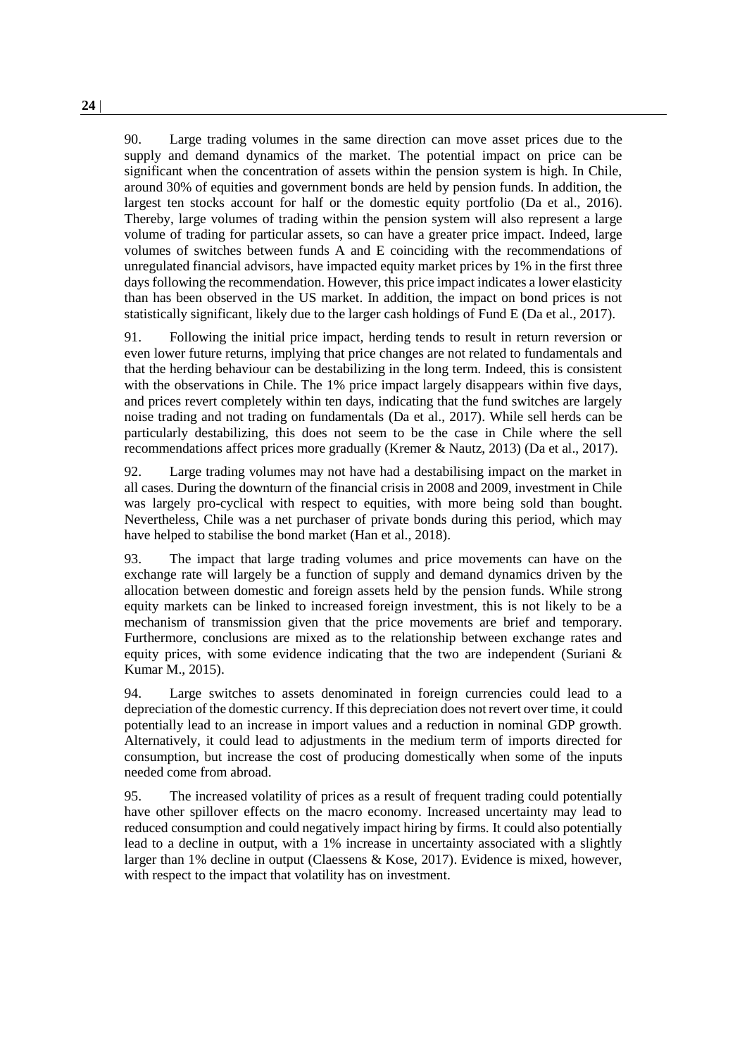90. Large trading volumes in the same direction can move asset prices due to the supply and demand dynamics of the market. The potential impact on price can be significant when the concentration of assets within the pension system is high. In Chile, around 30% of equities and government bonds are held by pension funds. In addition, the largest ten stocks account for half or the domestic equity portfolio (Da et al., 2016). Thereby, large volumes of trading within the pension system will also represent a large volume of trading for particular assets, so can have a greater price impact. Indeed, large volumes of switches between funds A and E coinciding with the recommendations of unregulated financial advisors, have impacted equity market prices by 1% in the first three days following the recommendation. However, this price impact indicates a lower elasticity than has been observed in the US market. In addition, the impact on bond prices is not statistically significant, likely due to the larger cash holdings of Fund E (Da et al., 2017).

91. Following the initial price impact, herding tends to result in return reversion or even lower future returns, implying that price changes are not related to fundamentals and that the herding behaviour can be destabilizing in the long term. Indeed, this is consistent with the observations in Chile. The 1% price impact largely disappears within five days, and prices revert completely within ten days, indicating that the fund switches are largely noise trading and not trading on fundamentals (Da et al., 2017). While sell herds can be particularly destabilizing, this does not seem to be the case in Chile where the sell recommendations affect prices more gradually (Kremer & Nautz, 2013) (Da et al., 2017).

92. Large trading volumes may not have had a destabilising impact on the market in all cases. During the downturn of the financial crisis in 2008 and 2009, investment in Chile was largely pro-cyclical with respect to equities, with more being sold than bought. Nevertheless, Chile was a net purchaser of private bonds during this period, which may have helped to stabilise the bond market (Han et al., 2018).

93. The impact that large trading volumes and price movements can have on the exchange rate will largely be a function of supply and demand dynamics driven by the allocation between domestic and foreign assets held by the pension funds. While strong equity markets can be linked to increased foreign investment, this is not likely to be a mechanism of transmission given that the price movements are brief and temporary. Furthermore, conclusions are mixed as to the relationship between exchange rates and equity prices, with some evidence indicating that the two are independent (Suriani & Kumar M., 2015).

94. Large switches to assets denominated in foreign currencies could lead to a depreciation of the domestic currency. If this depreciation does not revert over time, it could potentially lead to an increase in import values and a reduction in nominal GDP growth. Alternatively, it could lead to adjustments in the medium term of imports directed for consumption, but increase the cost of producing domestically when some of the inputs needed come from abroad.

95. The increased volatility of prices as a result of frequent trading could potentially have other spillover effects on the macro economy. Increased uncertainty may lead to reduced consumption and could negatively impact hiring by firms. It could also potentially lead to a decline in output, with a 1% increase in uncertainty associated with a slightly larger than 1% decline in output (Claessens & Kose, 2017). Evidence is mixed, however, with respect to the impact that volatility has on investment.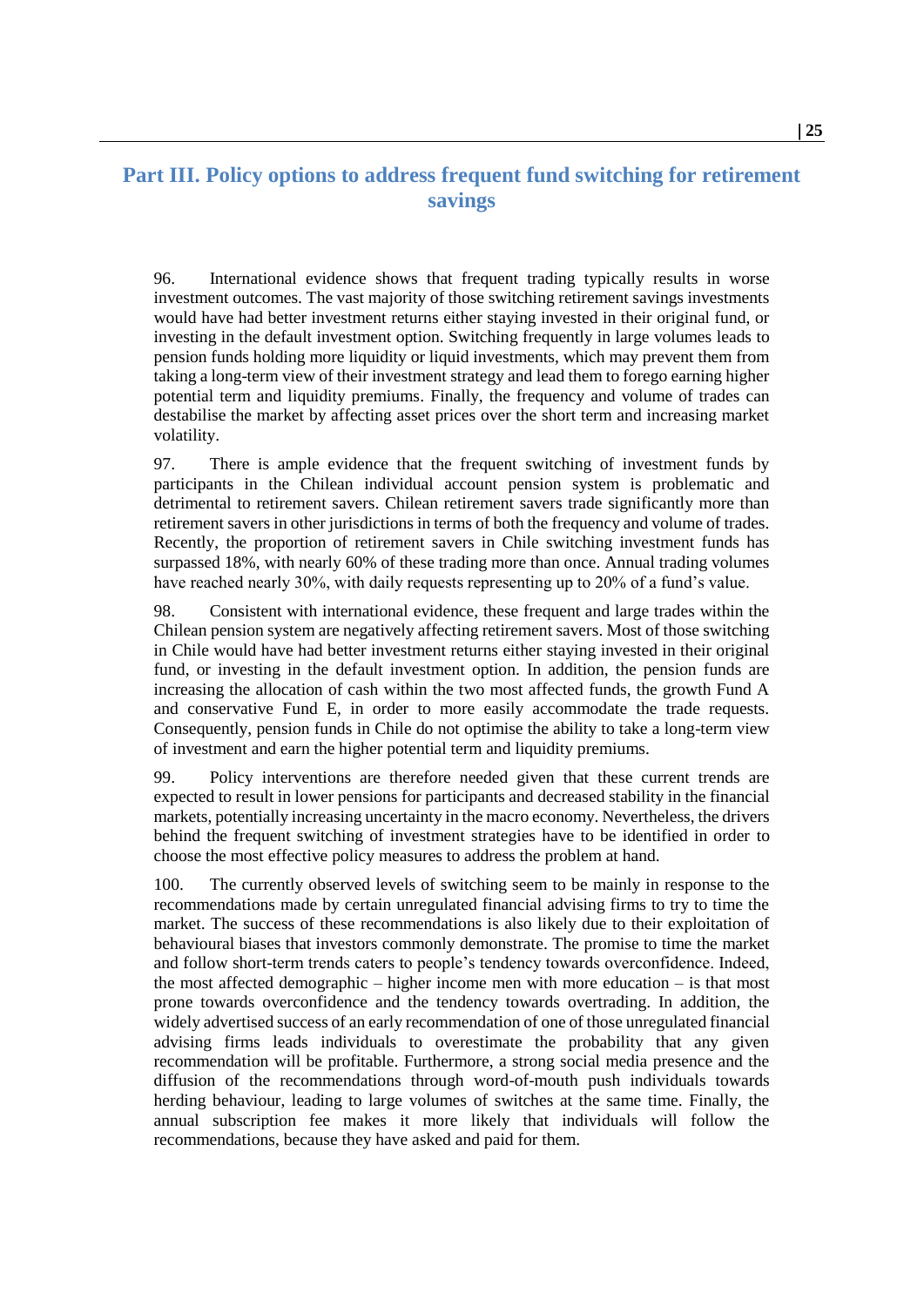# Part III. Policy options to address frequent fund switching for retirement savings

96. International evidence shows that frequent trading typically results in worse investment outcomes. The vast majority of those switching retirement savings investments would have had better investment returns either staying invested in their original fund, or investing in the default investment option. Switching frequently in large volumes leads to pension funds holding more liquidity or liquid investments, which may prevent them from taking a long-term view of their investment strategy and lead them to forego earning higher potential term and liquidity premiums. Finally, the frequency and volume of trades can destabilise the market by affecting asset prices over the short term and increasing market volatility.

97. There is ample evidence that the frequent switching of investment funds by participants in the Chilean individual account pension system is problematic and detrimental to retirement savers. Chilean retirement savers trade significantly more than retirement savers in other jurisdictions in terms of both the frequency and volume of trades. Recently, the proportion of retirement savers in Chile switching investment funds has surpassed 18%, with nearly 60% of these trading more than once. Annual trading volumes have reached nearly 30%, with daily requests representing up to 20% of a fund's value.

98. Consistent with international evidence, these frequent and large trades within the Chilean pension system are negatively affecting retirement savers. Most of those switching in Chile would have had better investment returns either staying invested in their original fund, or investing in the default investment option. In addition, the pension funds are increasing the allocation of cash within the two most affected funds, the growth Fund A and conservative Fund E, in order to more easily accommodate the trade requests. Consequently, pension funds in Chile do not optimise the ability to take a long-term view of investment and earn the higher potential term and liquidity premiums.

99. Policy interventions are therefore needed given that these current trends are expected to result in lower pensions for participants and decreased stability in the financial markets, potentially increasing uncertainty in the macro economy. Nevertheless, the drivers behind the frequent switching of investment strategies have to be identified in order to choose the most effective policy measures to address the problem at hand.

100. The currently observed levels of switching seem to be mainly in response to the recommendations made by certain unregulated financial advising firms to try to time the market. The success of these recommendations is also likely due to their exploitation of behavioural biases that investors commonly demonstrate. The promise to time the market and follow short-term trends caters to people's tendency towards overconfidence. Indeed, the most affected demographic – higher income men with more education – is that most prone towards overconfidence and the tendency towards overtrading. In addition, the widely advertised success of an early recommendation of one of those unregulated financial advising firms leads individuals to overestimate the probability that any given recommendation will be profitable. Furthermore, a strong social media presence and the diffusion of the recommendations through word-of-mouth push individuals towards herding behaviour, leading to large volumes of switches at the same time. Finally, the annual subscription fee makes it more likely that individuals will follow the recommendations, because they have asked and paid for them.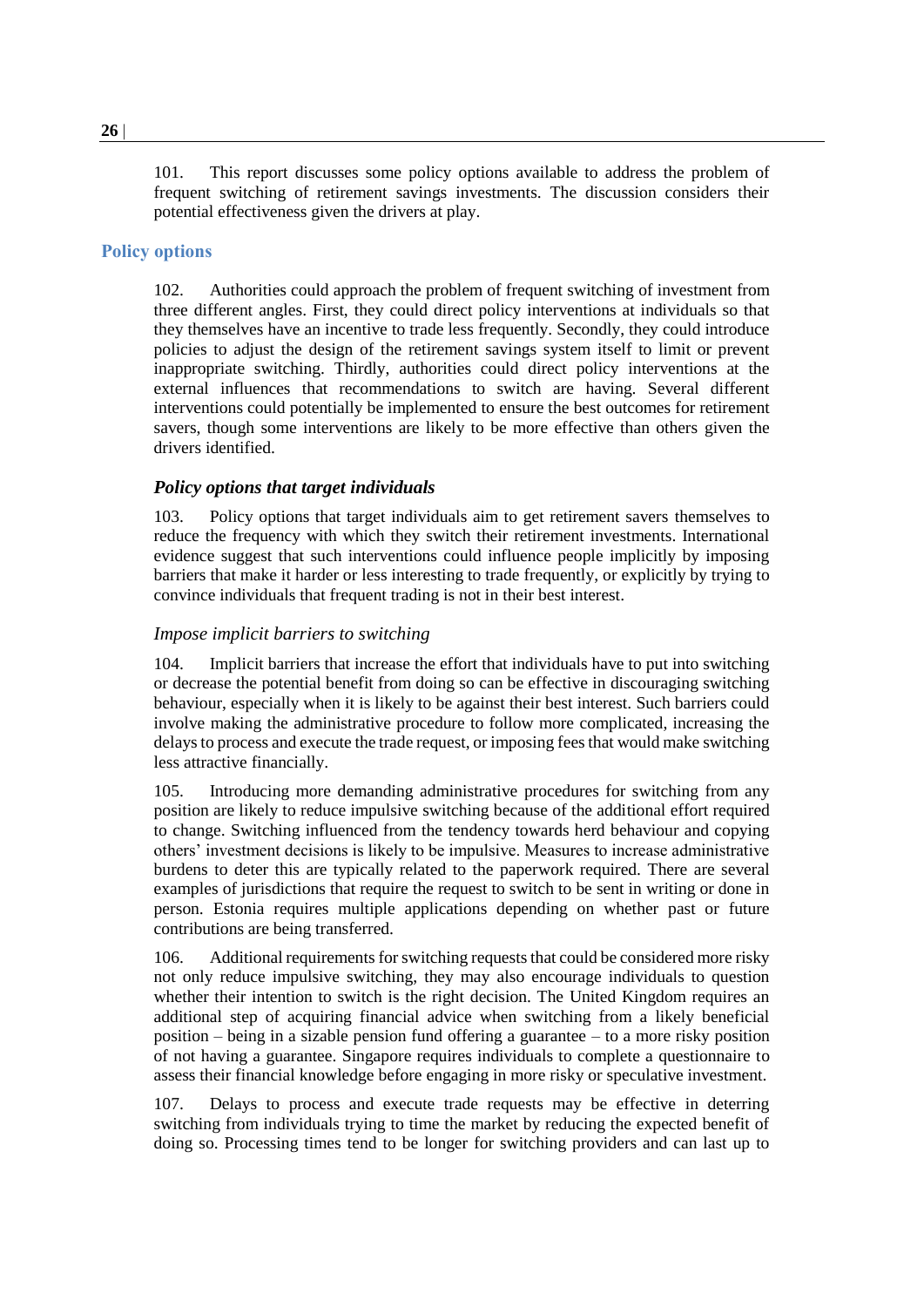101. This report discusses some policy options available to address the problem of frequent switching of retirement savings investments. The discussion considers their potential effectiveness given the drivers at play.

## Policy options

102. Authorities could approach the problem of frequent switching of investment from three different angles. First, they could direct policy interventions at individuals so that they themselves have an incentive to trade less frequently. Secondly, they could introduce policies to adjust the design of the retirement savings system itself to limit or prevent inappropriate switching. Thirdly, authorities could direct policy interventions at the external influences that recommendations to switch are having. Several different interventions could potentially be implemented to ensure the best outcomes for retirement savers, though some interventions are likely to be more effective than others given the drivers identified.

### *Policy options that target individuals*

103. Policy options that target individuals aim to get retirement savers themselves to reduce the frequency with which they switch their retirement investments. International evidence suggest that such interventions could influence people implicitly by imposing barriers that make it harder or less interesting to trade frequently, or explicitly by trying to convince individuals that frequent trading is not in their best interest.

#### *Impose implicit barriers to switching*

104. Implicit barriers that increase the effort that individuals have to put into switching or decrease the potential benefit from doing so can be effective in discouraging switching behaviour, especially when it is likely to be against their best interest. Such barriers could involve making the administrative procedure to follow more complicated, increasing the delays to process and execute the trade request, or imposing fees that would make switching less attractive financially.

105. Introducing more demanding administrative procedures for switching from any position are likely to reduce impulsive switching because of the additional effort required to change. Switching influenced from the tendency towards herd behaviour and copying others' investment decisions is likely to be impulsive. Measures to increase administrative burdens to deter this are typically related to the paperwork required. There are several examples of jurisdictions that require the request to switch to be sent in writing or done in person. Estonia requires multiple applications depending on whether past or future contributions are being transferred.

106. Additional requirements for switching requests that could be considered more risky not only reduce impulsive switching, they may also encourage individuals to question whether their intention to switch is the right decision. The United Kingdom requires an additional step of acquiring financial advice when switching from a likely beneficial position – being in a sizable pension fund offering a guarantee – to a more risky position of not having a guarantee. Singapore requires individuals to complete a questionnaire to assess their financial knowledge before engaging in more risky or speculative investment.

107. Delays to process and execute trade requests may be effective in deterring switching from individuals trying to time the market by reducing the expected benefit of doing so. Processing times tend to be longer for switching providers and can last up to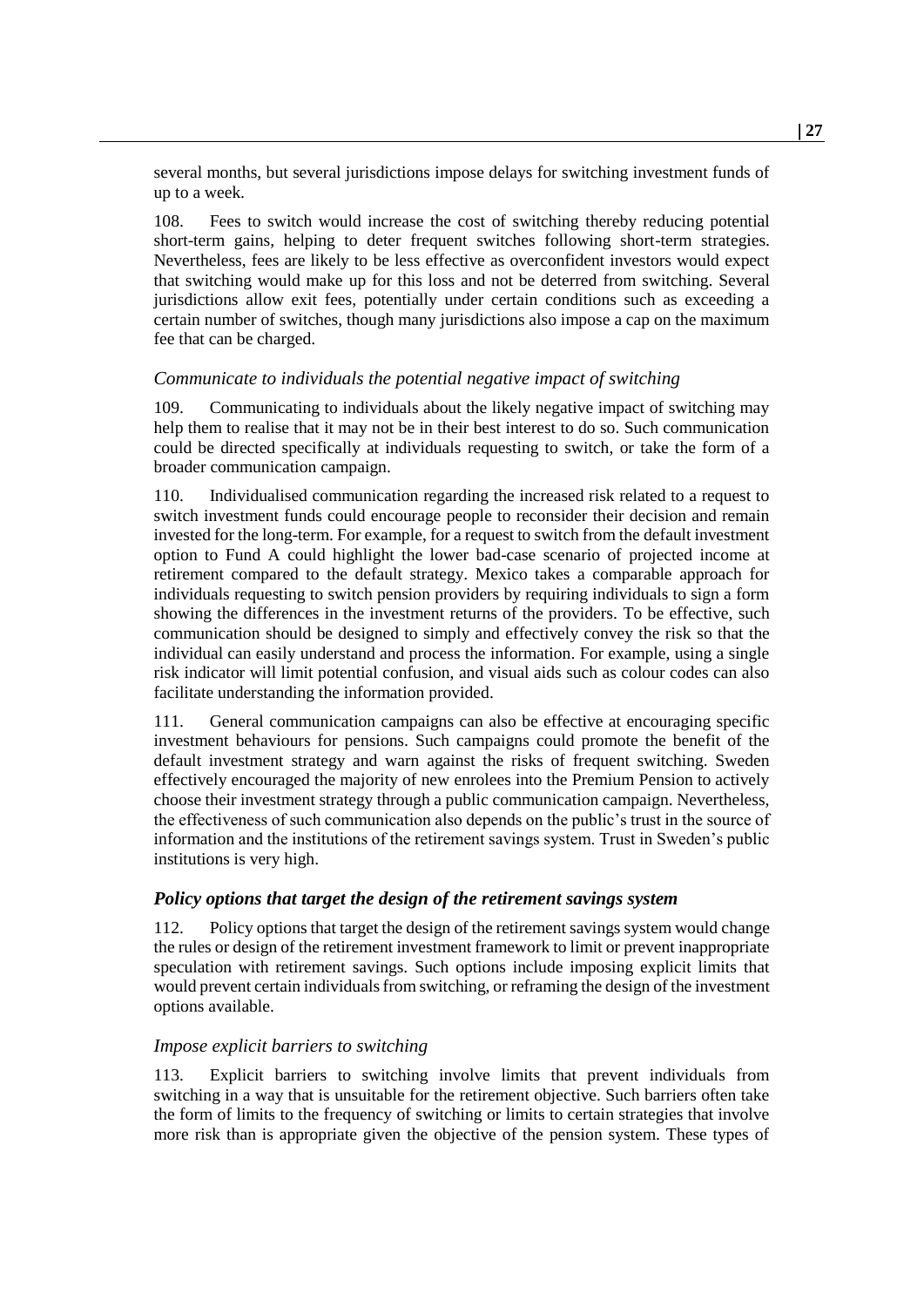several months, but several jurisdictions impose delays for switching investment funds of up to a week.

108. Fees to switch would increase the cost of switching thereby reducing potential short-term gains, helping to deter frequent switches following short-term strategies. Nevertheless, fees are likely to be less effective as overconfident investors would expect that switching would make up for this loss and not be deterred from switching. Several jurisdictions allow exit fees, potentially under certain conditions such as exceeding a certain number of switches, though many jurisdictions also impose a cap on the maximum fee that can be charged.

#### *Communicate to individuals the potential negative impact of switching*

109. Communicating to individuals about the likely negative impact of switching may help them to realise that it may not be in their best interest to do so. Such communication could be directed specifically at individuals requesting to switch, or take the form of a broader communication campaign.

110. Individualised communication regarding the increased risk related to a request to switch investment funds could encourage people to reconsider their decision and remain invested for the long-term. For example, for a request to switch from the default investment option to Fund A could highlight the lower bad-case scenario of projected income at retirement compared to the default strategy. Mexico takes a comparable approach for individuals requesting to switch pension providers by requiring individuals to sign a form showing the differences in the investment returns of the providers. To be effective, such communication should be designed to simply and effectively convey the risk so that the individual can easily understand and process the information. For example, using a single risk indicator will limit potential confusion, and visual aids such as colour codes can also facilitate understanding the information provided.

111. General communication campaigns can also be effective at encouraging specific investment behaviours for pensions. Such campaigns could promote the benefit of the default investment strategy and warn against the risks of frequent switching. Sweden effectively encouraged the majority of new enrolees into the Premium Pension to actively choose their investment strategy through a public communication campaign. Nevertheless, the effectiveness of such communication also depends on the public's trust in the source of information and the institutions of the retirement savings system. Trust in Sweden's public institutions is very high.

### ***Policy options that target the design of the retirement savings system***

112. Policy options that target the design of the retirement savings system would change the rules or design of the retirement investment framework to limit or prevent inappropriate speculation with retirement savings. Such options include imposing explicit limits that would prevent certain individuals from switching, or reframing the design of the investment options available.

#### *Impose explicit barriers to switching*

113. Explicit barriers to switching involve limits that prevent individuals from switching in a way that is unsuitable for the retirement objective. Such barriers often take the form of limits to the frequency of switching or limits to certain strategies that involve more risk than is appropriate given the objective of the pension system. These types of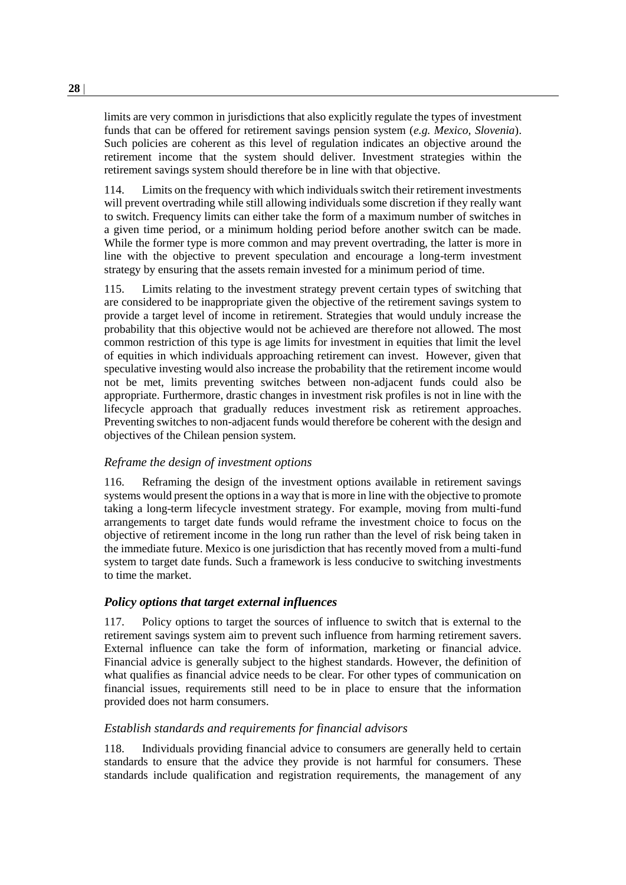limits are very common in jurisdictions that also explicitly regulate the types of investment funds that can be offered for retirement savings pension system (*e.g. Mexico, Slovenia*). Such policies are coherent as this level of regulation indicates an objective around the retirement income that the system should deliver. Investment strategies within the retirement savings system should therefore be in line with that objective.

114. Limits on the frequency with which individuals switch their retirement investments will prevent overtrading while still allowing individuals some discretion if they really want to switch. Frequency limits can either take the form of a maximum number of switches in a given time period, or a minimum holding period before another switch can be made. While the former type is more common and may prevent overtrading, the latter is more in line with the objective to prevent speculation and encourage a long-term investment strategy by ensuring that the assets remain invested for a minimum period of time.

115. Limits relating to the investment strategy prevent certain types of switching that are considered to be inappropriate given the objective of the retirement savings system to provide a target level of income in retirement. Strategies that would unduly increase the probability that this objective would not be achieved are therefore not allowed. The most common restriction of this type is age limits for investment in equities that limit the level of equities in which individuals approaching retirement can invest. However, given that speculative investing would also increase the probability that the retirement income would not be met, limits preventing switches between non-adjacent funds could also be appropriate. Furthermore, drastic changes in investment risk profiles is not in line with the lifecycle approach that gradually reduces investment risk as retirement approaches. Preventing switches to non-adjacent funds would therefore be coherent with the design and objectives of the Chilean pension system.

#### *Reframe the design of investment options*

116. Reframing the design of the investment options available in retirement savings systems would present the options in a way that is more in line with the objective to promote taking a long-term lifecycle investment strategy. For example, moving from multi-fund arrangements to target date funds would reframe the investment choice to focus on the objective of retirement income in the long run rather than the level of risk being taken in the immediate future. Mexico is one jurisdiction that has recently moved from a multi-fund system to target date funds. Such a framework is less conducive to switching investments to time the market.

### *Policy options that target external influences*

117. Policy options to target the sources of influence to switch that is external to the retirement savings system aim to prevent such influence from harming retirement savers. External influence can take the form of information, marketing or financial advice. Financial advice is generally subject to the highest standards. However, the definition of what qualifies as financial advice needs to be clear. For other types of communication on financial issues, requirements still need to be in place to ensure that the information provided does not harm consumers.

#### *Establish standards and requirements for financial advisors*

118. Individuals providing financial advice to consumers are generally held to certain standards to ensure that the advice they provide is not harmful for consumers. These standards include qualification and registration requirements, the management of any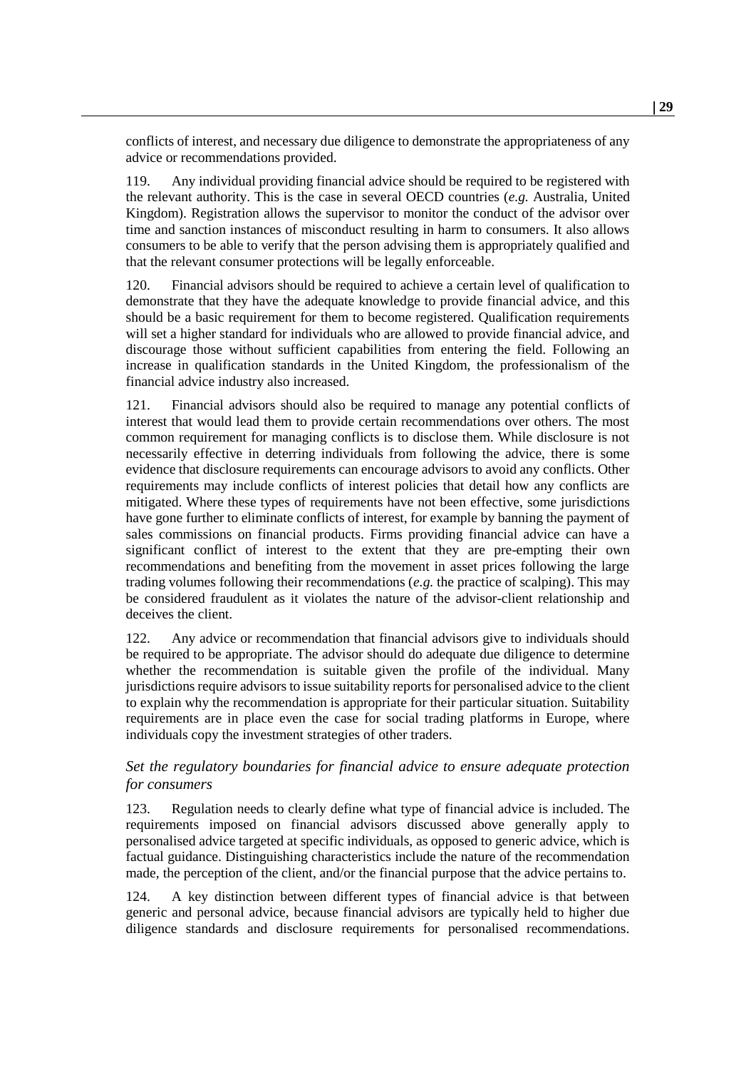conflicts of interest, and necessary due diligence to demonstrate the appropriateness of any advice or recommendations provided.

119. Any individual providing financial advice should be required to be registered with the relevant authority. This is the case in several OECD countries (*e.g.* Australia, United Kingdom). Registration allows the supervisor to monitor the conduct of the advisor over time and sanction instances of misconduct resulting in harm to consumers. It also allows consumers to be able to verify that the person advising them is appropriately qualified and that the relevant consumer protections will be legally enforceable.

120. Financial advisors should be required to achieve a certain level of qualification to demonstrate that they have the adequate knowledge to provide financial advice, and this should be a basic requirement for them to become registered. Qualification requirements will set a higher standard for individuals who are allowed to provide financial advice, and discourage those without sufficient capabilities from entering the field. Following an increase in qualification standards in the United Kingdom, the professionalism of the financial advice industry also increased.

121. Financial advisors should also be required to manage any potential conflicts of interest that would lead them to provide certain recommendations over others. The most common requirement for managing conflicts is to disclose them. While disclosure is not necessarily effective in deterring individuals from following the advice, there is some evidence that disclosure requirements can encourage advisors to avoid any conflicts. Other requirements may include conflicts of interest policies that detail how any conflicts are mitigated. Where these types of requirements have not been effective, some jurisdictions have gone further to eliminate conflicts of interest, for example by banning the payment of sales commissions on financial products. Firms providing financial advice can have a significant conflict of interest to the extent that they are pre-empting their own recommendations and benefiting from the movement in asset prices following the large trading volumes following their recommendations (*e.g.* the practice of scalping). This may be considered fraudulent as it violates the nature of the advisor-client relationship and deceives the client.

122. Any advice or recommendation that financial advisors give to individuals should be required to be appropriate. The advisor should do adequate due diligence to determine whether the recommendation is suitable given the profile of the individual. Many jurisdictions require advisors to issue suitability reports for personalised advice to the client to explain why the recommendation is appropriate for their particular situation. Suitability requirements are in place even the case for social trading platforms in Europe, where individuals copy the investment strategies of other traders.

### *Set the regulatory boundaries for financial advice to ensure adequate protection for consumers*

123. Regulation needs to clearly define what type of financial advice is included. The requirements imposed on financial advisors discussed above generally apply to personalised advice targeted at specific individuals, as opposed to generic advice, which is factual guidance. Distinguishing characteristics include the nature of the recommendation made, the perception of the client, and/or the financial purpose that the advice pertains to.

124. A key distinction between different types of financial advice is that between generic and personal advice, because financial advisors are typically held to higher due diligence standards and disclosure requirements for personalised recommendations.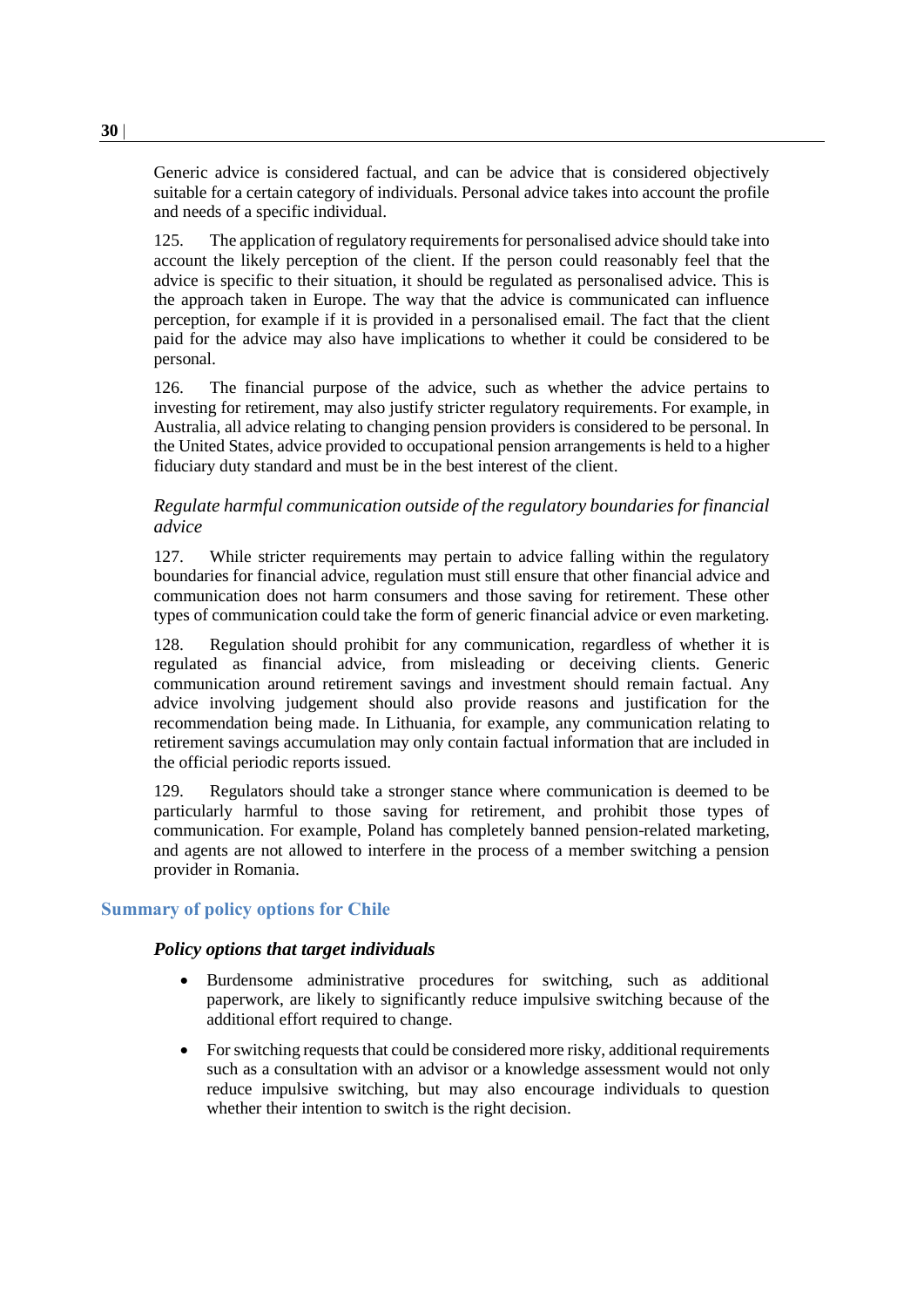Generic advice is considered factual, and can be advice that is considered objectively suitable for a certain category of individuals. Personal advice takes into account the profile and needs of a specific individual.

125. The application of regulatory requirements for personalised advice should take into account the likely perception of the client. If the person could reasonably feel that the advice is specific to their situation, it should be regulated as personalised advice. This is the approach taken in Europe. The way that the advice is communicated can influence perception, for example if it is provided in a personalised email. The fact that the client paid for the advice may also have implications to whether it could be considered to be personal.

126. The financial purpose of the advice, such as whether the advice pertains to investing for retirement, may also justify stricter regulatory requirements. For example, in Australia, all advice relating to changing pension providers is considered to be personal. In the United States, advice provided to occupational pension arrangements is held to a higher fiduciary duty standard and must be in the best interest of the client.

*Regulate harmful communication outside of the regulatory boundaries for financial advice*

127. While stricter requirements may pertain to advice falling within the regulatory boundaries for financial advice, regulation must still ensure that other financial advice and communication does not harm consumers and those saving for retirement. These other types of communication could take the form of generic financial advice or even marketing.

128. Regulation should prohibit for any communication, regardless of whether it is regulated as financial advice, from misleading or deceiving clients. Generic communication around retirement savings and investment should remain factual. Any advice involving judgement should also provide reasons and justification for the recommendation being made. In Lithuania, for example, any communication relating to retirement savings accumulation may only contain factual information that are included in the official periodic reports issued.

129. Regulators should take a stronger stance where communication is deemed to be particularly harmful to those saving for retirement, and prohibit those types of communication. For example, Poland has completely banned pension-related marketing, and agents are not allowed to interfere in the process of a member switching a pension provider in Romania.

## Summary of policy options for Chile

### *Policy options that target individuals*

- Burdensome administrative procedures for switching, such as additional paperwork, are likely to significantly reduce impulsive switching because of the additional effort required to change.
- For switching requests that could be considered more risky, additional requirements such as a consultation with an advisor or a knowledge assessment would not only reduce impulsive switching, but may also encourage individuals to question whether their intention to switch is the right decision.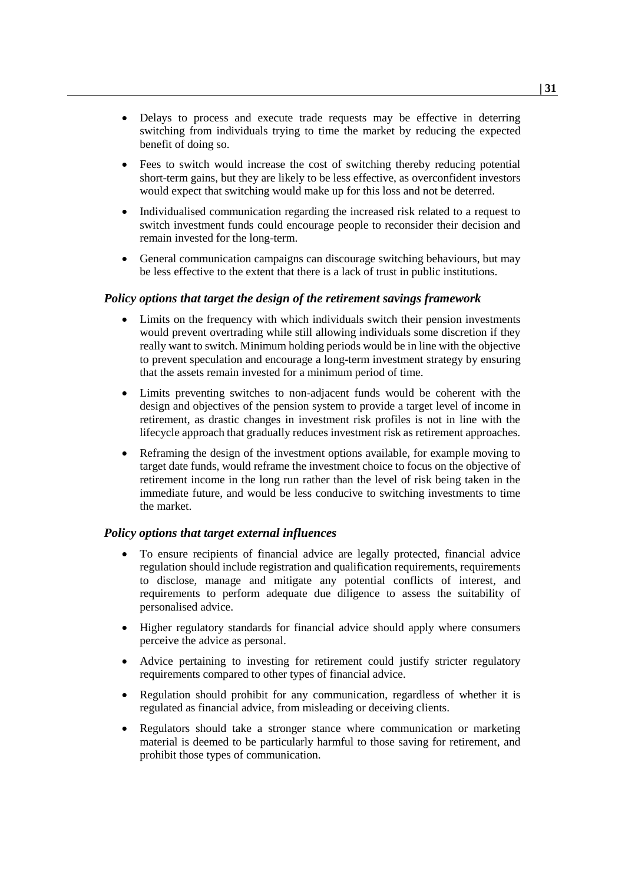- Delays to process and execute trade requests may be effective in deterring switching from individuals trying to time the market by reducing the expected benefit of doing so.
- Fees to switch would increase the cost of switching thereby reducing potential short-term gains, but they are likely to be less effective, as overconfident investors would expect that switching would make up for this loss and not be deterred.
- Individualised communication regarding the increased risk related to a request to switch investment funds could encourage people to reconsider their decision and remain invested for the long-term.
- General communication campaigns can discourage switching behaviours, but may be less effective to the extent that there is a lack of trust in public institutions.

### *Policy options that target the design of the retirement savings framework*

- Limits on the frequency with which individuals switch their pension investments would prevent overtrading while still allowing individuals some discretion if they really want to switch. Minimum holding periods would be in line with the objective to prevent speculation and encourage a long-term investment strategy by ensuring that the assets remain invested for a minimum period of time.
- Limits preventing switches to non-adjacent funds would be coherent with the design and objectives of the pension system to provide a target level of income in retirement, as drastic changes in investment risk profiles is not in line with the lifecycle approach that gradually reduces investment risk as retirement approaches.
- Reframing the design of the investment options available, for example moving to target date funds, would reframe the investment choice to focus on the objective of retirement income in the long run rather than the level of risk being taken in the immediate future, and would be less conducive to switching investments to time the market.

### *Policy options that target external influences*

- To ensure recipients of financial advice are legally protected, financial advice regulation should include registration and qualification requirements, requirements to disclose, manage and mitigate any potential conflicts of interest, and requirements to perform adequate due diligence to assess the suitability of personalised advice.
- Higher regulatory standards for financial advice should apply where consumers perceive the advice as personal.
- Advice pertaining to investing for retirement could justify stricter regulatory requirements compared to other types of financial advice.
- Regulation should prohibit for any communication, regardless of whether it is regulated as financial advice, from misleading or deceiving clients.
- Regulators should take a stronger stance where communication or marketing material is deemed to be particularly harmful to those saving for retirement, and prohibit those types of communication.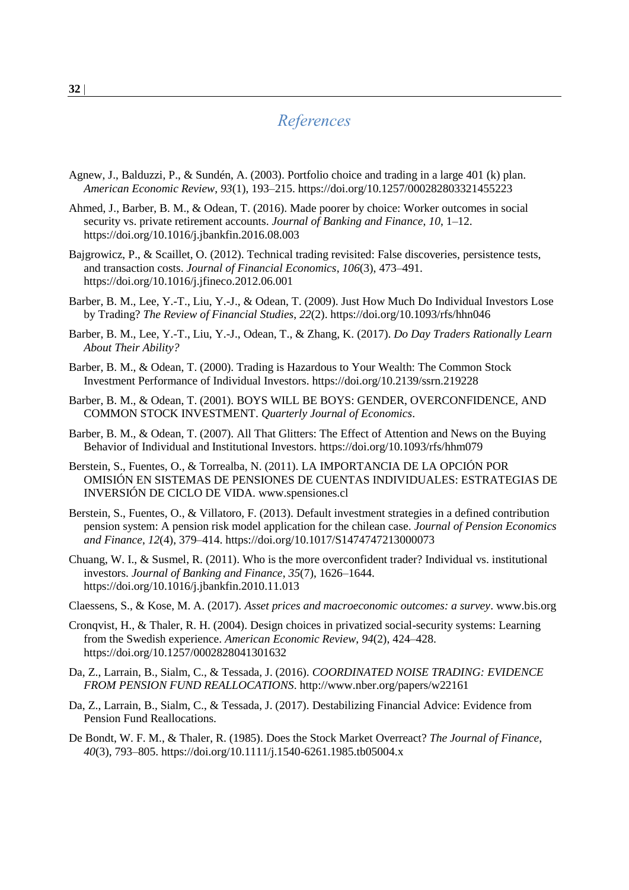# *References*

Agnew, J., Balduzzi, P., & Sundén, A. (2003). Portfolio choice and trading in a large 401 (k) plan. *American Economic Review*, *93*(1), 193–215. https://doi.org/10.1257/000282803321455223

Ahmed, J., Barber, B. M., & Odean, T. (2016). Made poorer by choice: Worker outcomes in social security vs. private retirement accounts. *Journal of Banking and Finance*, *10*, 1–12. https://doi.org/10.1016/j.jbankfin.2016.08.003

Bajgrowicz, P., & Scaillet, O. (2012). Technical trading revisited: False discoveries, persistence tests, and transaction costs. *Journal of Financial Economics*, *106*(3), 473–491. https://doi.org/10.1016/j.jfineco.2012.06.001

Barber, B. M., Lee, Y.-T., Liu, Y.-J., & Odean, T. (2009). Just How Much Do Individual Investors Lose by Trading? *The Review of Financial Studies*, *22*(2). https://doi.org/10.1093/rfs/hhn046

Barber, B. M., Lee, Y.-T., Liu, Y.-J., Odean, T., & Zhang, K. (2017). *Do Day Traders Rationally Learn About Their Ability?*

Barber, B. M., & Odean, T. (2000). Trading is Hazardous to Your Wealth: The Common Stock Investment Performance of Individual Investors. https://doi.org/10.2139/ssrn.219228

Barber, B. M., & Odean, T. (2001). BOYS WILL BE BOYS: GENDER, OVERCONFIDENCE, AND COMMON STOCK INVESTMENT. *Quarterly Journal of Economics*.

Barber, B. M., & Odean, T. (2007). All That Glitters: The Effect of Attention and News on the Buying Behavior of Individual and Institutional Investors. https://doi.org/10.1093/rfs/hhm079

Berstein, S., Fuentes, O., & Torrealba, N. (2011). LA IMPORTANCIA DE LA OPCIÓN POR OMISIÓN EN SISTEMAS DE PENSIONES DE CUENTAS INDIVIDUALES: ESTRATEGIAS DE INVERSIÓN DE CICLO DE VIDA. www.spensiones.cl

Berstein, S., Fuentes, O., & Villatoro, F. (2013). Default investment strategies in a defined contribution pension system: A pension risk model application for the chilean case. *Journal of Pension Economics and Finance*, *12*(4), 379–414. https://doi.org/10.1017/S1474747213000073

Chuang, W. I., & Susmel, R. (2011). Who is the more overconfident trader? Individual vs. institutional investors. *Journal of Banking and Finance*, *35*(7), 1626–1644. https://doi.org/10.1016/j.jbankfin.2010.11.013

Claessens, S., & Kose, M. A. (2017). *Asset prices and macroeconomic outcomes: a survey*. www.bis.org

Cronqvist, H., & Thaler, R. H. (2004). Design choices in privatized social-security systems: Learning from the Swedish experience. *American Economic Review*, *94*(2), 424–428. https://doi.org/10.1257/0002828041301632

Da, Z., Larrain, B., Sialm, C., & Tessada, J. (2016). *COORDINATED NOISE TRADING: EVIDENCE FROM PENSION FUND REALLOCATIONS*. http://www.nber.org/papers/w22161

Da, Z., Larrain, B., Sialm, C., & Tessada, J. (2017). Destabilizing Financial Advice: Evidence from Pension Fund Reallocations.

De Bondt, W. F. M., & Thaler, R. (1985). Does the Stock Market Overreact? *The Journal of Finance*, *40*(3), 793–805. https://doi.org/10.1111/j.1540-6261.1985.tb05004.x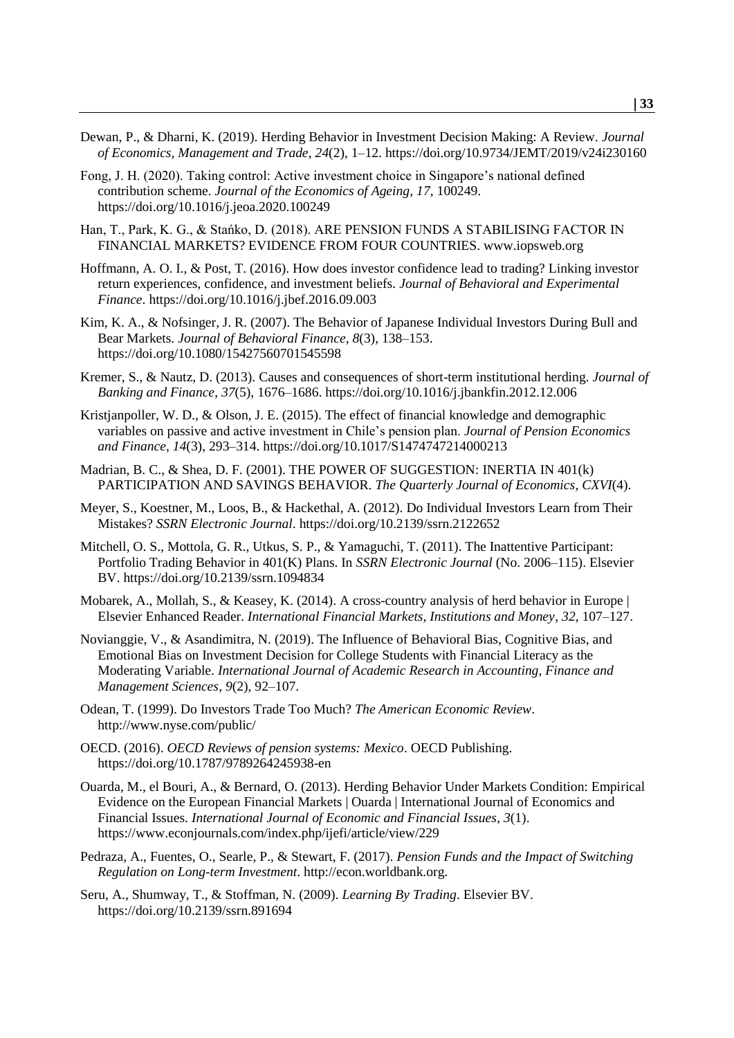Dewan, P., & Dharni, K. (2019). Herding Behavior in Investment Decision Making: A Review. *Journal of Economics, Management and Trade*, *24*(2), 1–12. https://doi.org/10.9734/JEMT/2019/v24i230160

Fong, J. H. (2020). Taking control: Active investment choice in Singapore's national defined contribution scheme. *Journal of the Economics of Ageing*, *17*, 100249. https://doi.org/10.1016/j.jeoa.2020.100249

Han, T., Park, K. G., & Stańko, D. (2018). ARE PENSION FUNDS A STABILISING FACTOR IN FINANCIAL MARKETS? EVIDENCE FROM FOUR COUNTRIES. www.iopsweb.org

Hoffmann, A. O. I., & Post, T. (2016). How does investor confidence lead to trading? Linking investor return experiences, confidence, and investment beliefs. *Journal of Behavioral and Experimental Finance*. https://doi.org/10.1016/j.jbef.2016.09.003

Kim, K. A., & Nofsinger, J. R. (2007). The Behavior of Japanese Individual Investors During Bull and Bear Markets. *Journal of Behavioral Finance*, *8*(3), 138–153. https://doi.org/10.1080/15427560701545598

Kremer, S., & Nautz, D. (2013). Causes and consequences of short-term institutional herding. *Journal of Banking and Finance*, *37*(5), 1676–1686. https://doi.org/10.1016/j.jbankfin.2012.12.006

Kristjanpoller, W. D., & Olson, J. E. (2015). The effect of financial knowledge and demographic variables on passive and active investment in Chile's pension plan. *Journal of Pension Economics and Finance*, *14*(3), 293–314. https://doi.org/10.1017/S1474747214000213

Madrian, B. C., & Shea, D. F. (2001). THE POWER OF SUGGESTION: INERTIA IN 401(k) PARTICIPATION AND SAVINGS BEHAVIOR. *The Quarterly Journal of Economics*, *CXVI*(4).

Meyer, S., Koestner, M., Loos, B., & Hackethal, A. (2012). Do Individual Investors Learn from Their Mistakes? *SSRN Electronic Journal*. https://doi.org/10.2139/ssrn.2122652

Mitchell, O. S., Mottola, G. R., Utkus, S. P., & Yamaguchi, T. (2011). The Inattentive Participant: Portfolio Trading Behavior in 401(K) Plans. In *SSRN Electronic Journal* (No. 2006–115). Elsevier BV. https://doi.org/10.2139/ssrn.1094834

Mobarek, A., Mollah, S., & Keasey, K. (2014). A cross-country analysis of herd behavior in Europe | Elsevier Enhanced Reader. *International Financial Markets, Institutions and Money*, *32*, 107–127.

Novianggie, V., & Asandimitra, N. (2019). The Influence of Behavioral Bias, Cognitive Bias, and Emotional Bias on Investment Decision for College Students with Financial Literacy as the Moderating Variable. *International Journal of Academic Research in Accounting, Finance and Management Sciences*, *9*(2), 92–107.

Odean, T. (1999). Do Investors Trade Too Much? *The American Economic Review*. http://www.nyse.com/public/

OECD. (2016). *OECD Reviews of pension systems: Mexico*. OECD Publishing. https://doi.org/10.1787/9789264245938-en

Ouarda, M., el Bouri, A., & Bernard, O. (2013). Herding Behavior Under Markets Condition: Empirical Evidence on the European Financial Markets | Ouarda | International Journal of Economics and Financial Issues. *International Journal of Economic and Financial Issues*, *3*(1). https://www.econjournals.com/index.php/ijefi/article/view/229

Pedraza, A., Fuentes, O., Searle, P., & Stewart, F. (2017). *Pension Funds and the Impact of Switching Regulation on Long-term Investment*. http://econ.worldbank.org.

Seru, A., Shumway, T., & Stoffman, N. (2009). *Learning By Trading*. Elsevier BV. https://doi.org/10.2139/ssrn.891694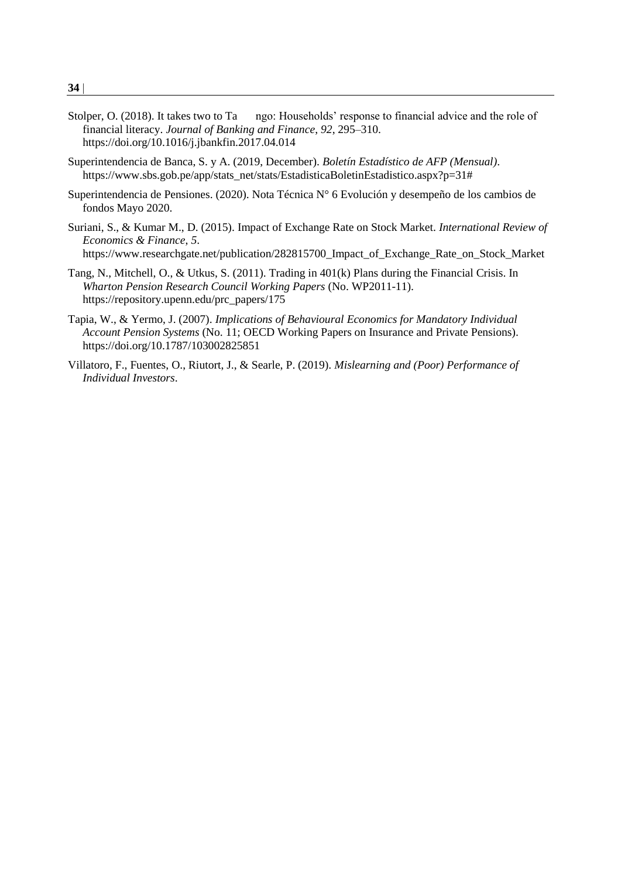Stolper, O. (2018). It takes two to Ta ngo: Households' response to financial advice and the role of financial literacy. *Journal of Banking and Finance*, *92*, 295–310. https://doi.org/10.1016/j.jbankfin.2017.04.014

Superintendencia de Banca, S. y A. (2019, December). *Boletín Estadístico de AFP (Mensual)*. https://www.sbs.gob.pe/app/stats_net/stats/EstadisticaBoletinEstadistico.aspx?p=31#

Superintendencia de Pensiones. (2020). Nota Técnica N° 6 Evolución y desempeño de los cambios de fondos Mayo 2020.

Suriani, S., & Kumar M., D. (2015). Impact of Exchange Rate on Stock Market. *International Review of Economics & Finance*, *5*. https://www.researchgate.net/publication/282815700_Impact_of_Exchange_Rate_on_Stock_Market

Tang, N., Mitchell, O., & Utkus, S. (2011). Trading in 401(k) Plans during the Financial Crisis. In *Wharton Pension Research Council Working Papers* (No. WP2011-11). https://repository.upenn.edu/prc_papers/175

Tapia, W., & Yermo, J. (2007). *Implications of Behavioural Economics for Mandatory Individual Account Pension Systems* (No. 11; OECD Working Papers on Insurance and Private Pensions). https://doi.org/10.1787/103002825851

Villatoro, F., Fuentes, O., Riutort, J., & Searle, P. (2019). *Mislearning and (Poor) Performance of Individual Investors*.